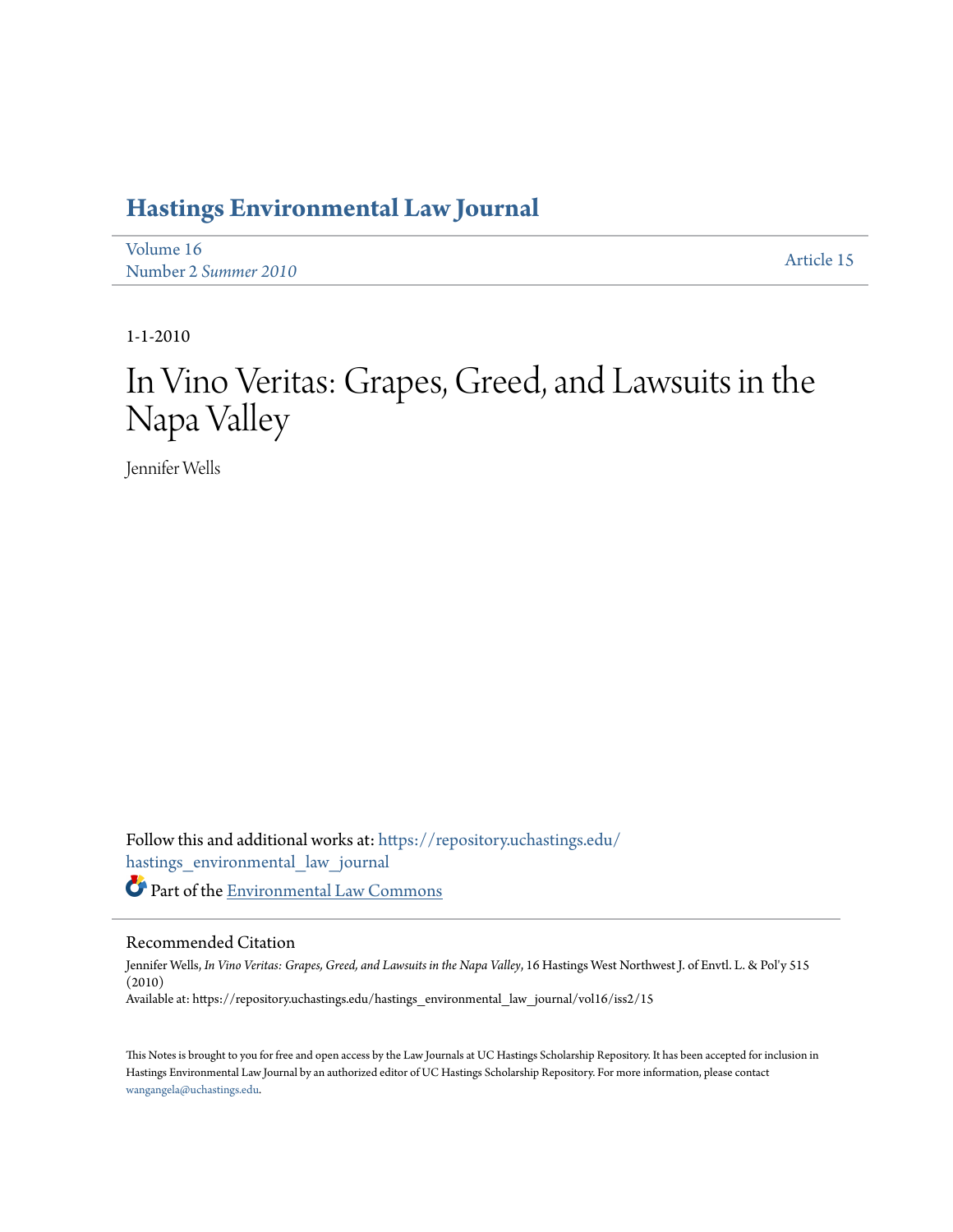# Hastings Environmental Law Journal

Volume 16
Number 2 *Summer 2010*

Article 15

1-1-2010

# In Vino Veritas: Grapes, Greed, and Lawsuits in the Napa Valley

Jennifer Wells

Follow this and additional works at: https://repository.uchastings.edu/hastings_environmental_law_journal

Part of the Environmental Law Commons

## Recommended Citation

Jennifer Wells, *In Vino Veritas: Grapes, Greed, and Lawsuits in the Napa Valley*, 16 Hastings West Northwest J. of Envtl. L. & Pol'y 515 (2010)
Available at: https://repository.uchastings.edu/hastings_environmental_law_journal/vol16/iss2/15

This Notes is brought to you for free and open access by the Law Journals at UC Hastings Scholarship Repository. It has been accepted for inclusion in Hastings Environmental Law Journal by an authorized editor of UC Hastings Scholarship Repository. For more information, please contact wangangela@uchastings.edu.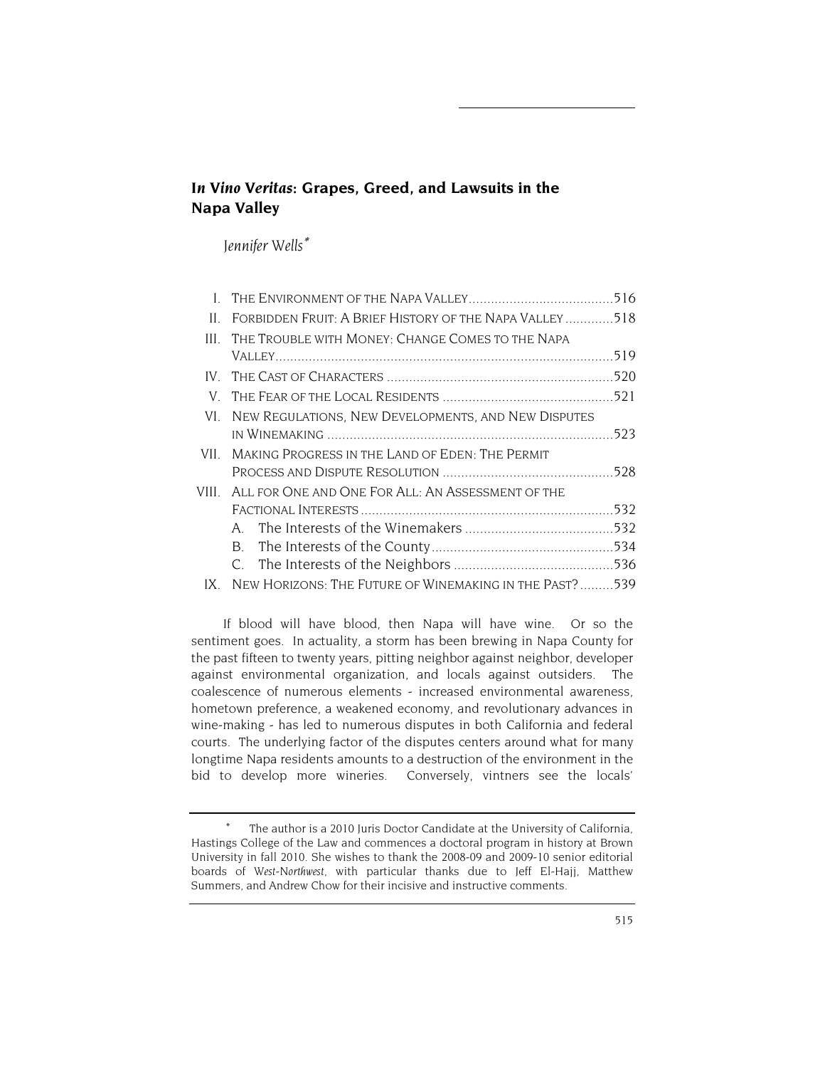# *In Vino Veritas*: Grapes, Greed, and Lawsuits in the Napa Valley

*Jennifer Wells*[*]

I. THE ENVIRONMENT OF THE NAPA VALLEY .......................................516
II. FORBIDDEN FRUIT: A BRIEF HISTORY OF THE NAPA VALLEY .............518
III. THE TROUBLE WITH MONEY: CHANGE COMES TO THE NAPA VALLEY .............................................................................................519
IV. THE CAST OF CHARACTERS .............................................................520
V. THE FEAR OF THE LOCAL RESIDENTS ..............................................521
VI. NEW REGULATIONS, NEW DEVELOPMENTS, AND NEW DISPUTES IN WINEMAKING .............................................................................523
VII. MAKING PROGRESS IN THE LAND OF EDEN: THE PERMIT PROCESS AND DISPUTE RESOLUTION ..............................................528
VIII. ALL FOR ONE AND ONE FOR ALL: AN ASSESSMENT OF THE FACTIONAL INTERESTS ....................................................................532
  A. The Interests of the Winemakers ........................................532
  B. The Interests of the County.................................................534
  C. The Interests of the Neighbors ...........................................536
IX. NEW HORIZONS: THE FUTURE OF WINEMAKING IN THE PAST? .........539

If blood will have blood, then Napa will have wine. Or so the sentiment goes. In actuality, a storm has been brewing in Napa County for the past fifteen to twenty years, pitting neighbor against neighbor, developer against environmental organization, and locals against outsiders. The coalescence of numerous elements - increased environmental awareness, hometown preference, a weakened economy, and revolutionary advances in wine-making - has led to numerous disputes in both California and federal courts. The underlying factor of the disputes centers around what for many longtime Napa residents amounts to a destruction of the environment in the bid to develop more wineries. Conversely, vintners see the locals'

[*] The author is a 2010 Juris Doctor Candidate at the University of California, Hastings College of the Law and commences a doctoral program in history at Brown University in fall 2010. She wishes to thank the 2008-09 and 2009-10 senior editorial boards of *West-Northwest*, with particular thanks due to Jeff El-Hajj, Matthew Summers, and Andrew Chow for their incisive and instructive comments.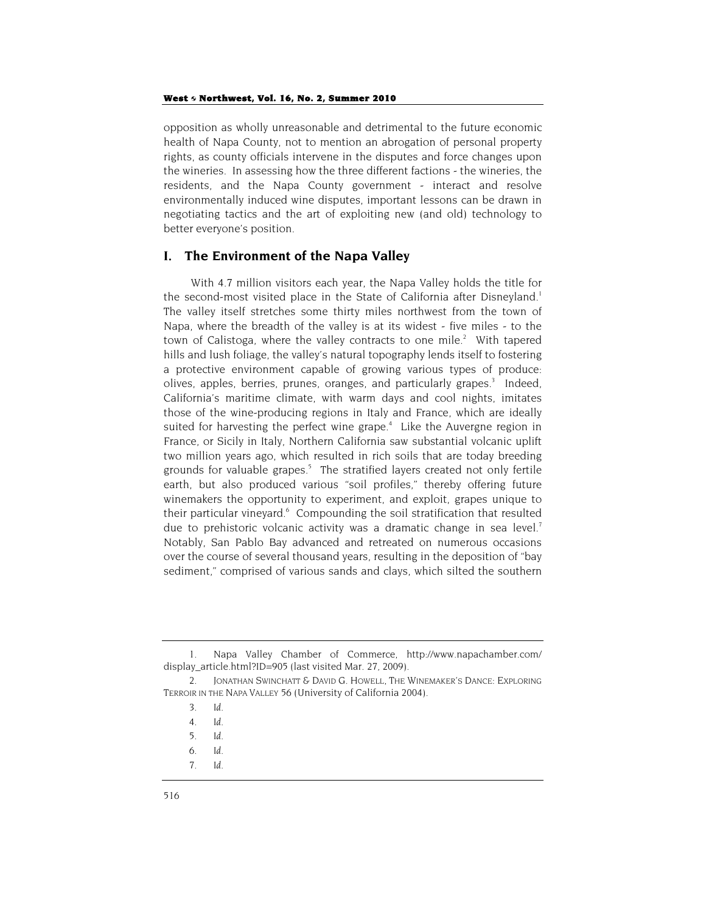opposition as wholly unreasonable and detrimental to the future economic health of Napa County, not to mention an abrogation of personal property rights, as county officials intervene in the disputes and force changes upon the wineries. In assessing how the three different factions - the wineries, the residents, and the Napa County government - interact and resolve environmentally induced wine disputes, important lessons can be drawn in negotiating tactics and the art of exploiting new (and old) technology to better everyone's position.

## I. The Environment of the Napa Valley

With 4.7 million visitors each year, the Napa Valley holds the title for the second-most visited place in the State of California after Disneyland.[1] The valley itself stretches some thirty miles northwest from the town of Napa, where the breadth of the valley is at its widest - five miles - to the town of Calistoga, where the valley contracts to one mile.[2] With tapered hills and lush foliage, the valley's natural topography lends itself to fostering a protective environment capable of growing various types of produce: olives, apples, berries, prunes, oranges, and particularly grapes.[3] Indeed, California's maritime climate, with warm days and cool nights, imitates those of the wine-producing regions in Italy and France, which are ideally suited for harvesting the perfect wine grape.[4] Like the Auvergne region in France, or Sicily in Italy, Northern California saw substantial volcanic uplift two million years ago, which resulted in rich soils that are today breeding grounds for valuable grapes.[5] The stratified layers created not only fertile earth, but also produced various "soil profiles," thereby offering future winemakers the opportunity to experiment, and exploit, grapes unique to their particular vineyard.[6] Compounding the soil stratification that resulted due to prehistoric volcanic activity was a dramatic change in sea level.[7] Notably, San Pablo Bay advanced and retreated on numerous occasions over the course of several thousand years, resulting in the deposition of "bay sediment," comprised of various sands and clays, which silted the southern

---

1. Napa Valley Chamber of Commerce, http://www.napachamber.com/display_article.html?ID=905 (last visited Mar. 27, 2009).

2. JONATHAN SWINCHATT & DAVID G. HOWELL, THE WINEMAKER'S DANCE: EXPLORING TERROIR IN THE NAPA VALLEY 56 (University of California 2004).

3. *Id.*

4. *Id.*

5. *Id.*

6. *Id.*

7. *Id.*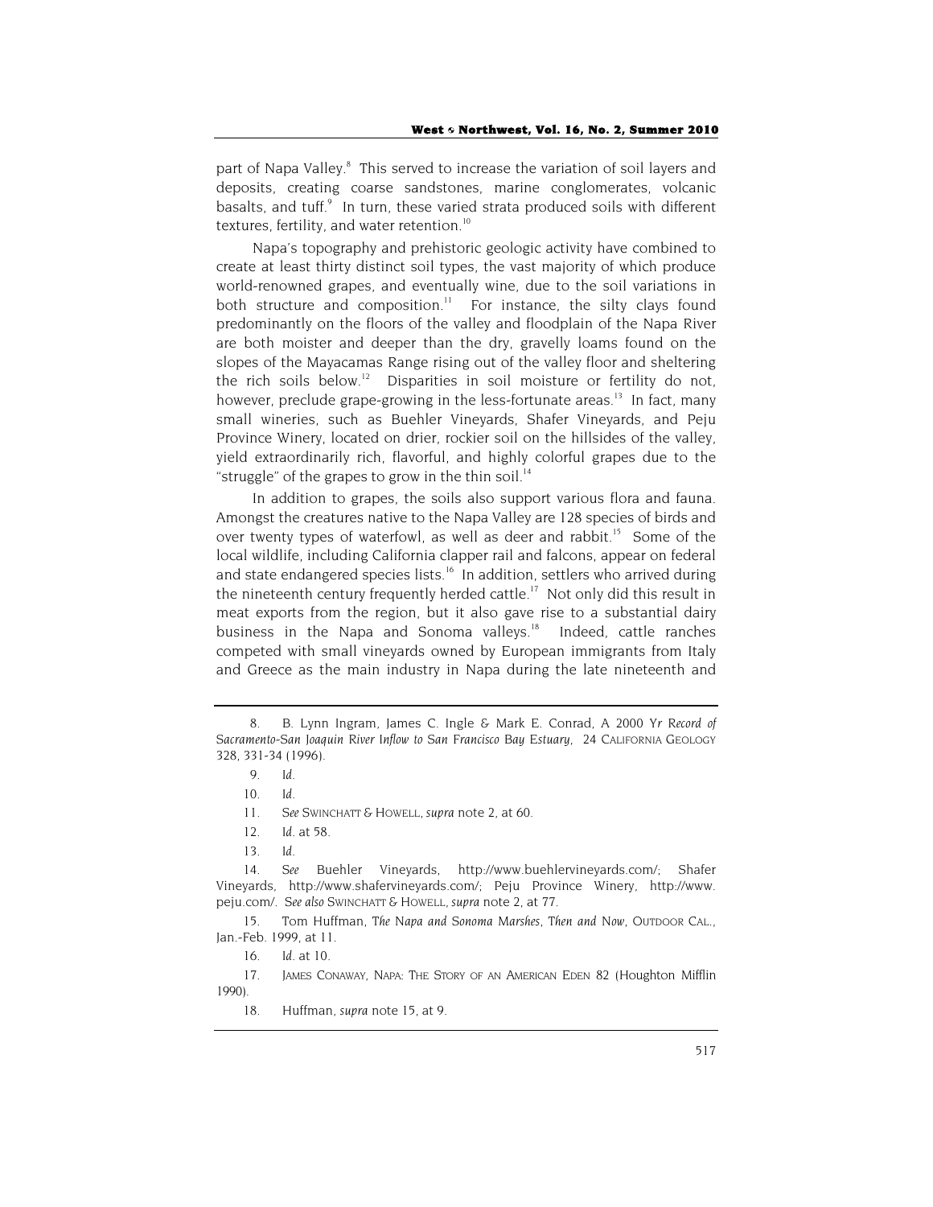part of Napa Valley.[8] This served to increase the variation of soil layers and deposits, creating coarse sandstones, marine conglomerates, volcanic basalts, and tuff.[9] In turn, these varied strata produced soils with different textures, fertility, and water retention.[10]

Napa's topography and prehistoric geologic activity have combined to create at least thirty distinct soil types, the vast majority of which produce world-renowned grapes, and eventually wine, due to the soil variations in both structure and composition.[11] For instance, the silty clays found predominantly on the floors of the valley and floodplain of the Napa River are both moister and deeper than the dry, gravelly loams found on the slopes of the Mayacamas Range rising out of the valley floor and sheltering the rich soils below.[12] Disparities in soil moisture or fertility do not, however, preclude grape-growing in the less-fortunate areas.[13] In fact, many small wineries, such as Buehler Vineyards, Shafer Vineyards, and Peju Province Winery, located on drier, rockier soil on the hillsides of the valley, yield extraordinarily rich, flavorful, and highly colorful grapes due to the "struggle" of the grapes to grow in the thin soil.[14]

In addition to grapes, the soils also support various flora and fauna. Amongst the creatures native to the Napa Valley are 128 species of birds and over twenty types of waterfowl, as well as deer and rabbit.[15] Some of the local wildlife, including California clapper rail and falcons, appear on federal and state endangered species lists.[16] In addition, settlers who arrived during the nineteenth century frequently herded cattle.[17] Not only did this result in meat exports from the region, but it also gave rise to a substantial dairy business in the Napa and Sonoma valleys.[18] Indeed, cattle ranches competed with small vineyards owned by European immigrants from Italy and Greece as the main industry in Napa during the late nineteenth and

---

8. B. Lynn Ingram, James C. Ingle & Mark E. Conrad, *A 2000 Yr Record of Sacramento-San Joaquin River Inflow to San Francisco Bay Estuary*, 24 CALIFORNIA GEOLOGY 328, 331-34 (1996).

9. *Id.*

10. *Id.*

11. *See* SWINCHATT & HOWELL, *supra* note 2, at 60.

12. *Id.* at 58.

13. *Id.*

14. *See* Buehler Vineyards, http://www.buehlervineyards.com/; Shafer Vineyards, http://www.shafervineyards.com/; Peju Province Winery, http://www.peju.com/. *See also* SWINCHATT & HOWELL, *supra* note 2, at 77.

15. Tom Huffman, *The Napa and Sonoma Marshes, Then and Now*, OUTDOOR CAL., Jan.-Feb. 1999, at 11.

16. *Id.* at 10.

17. JAMES CONAWAY, NAPA: THE STORY OF AN AMERICAN EDEN 82 (Houghton Mifflin 1990).

18. Huffman, *supra* note 15, at 9.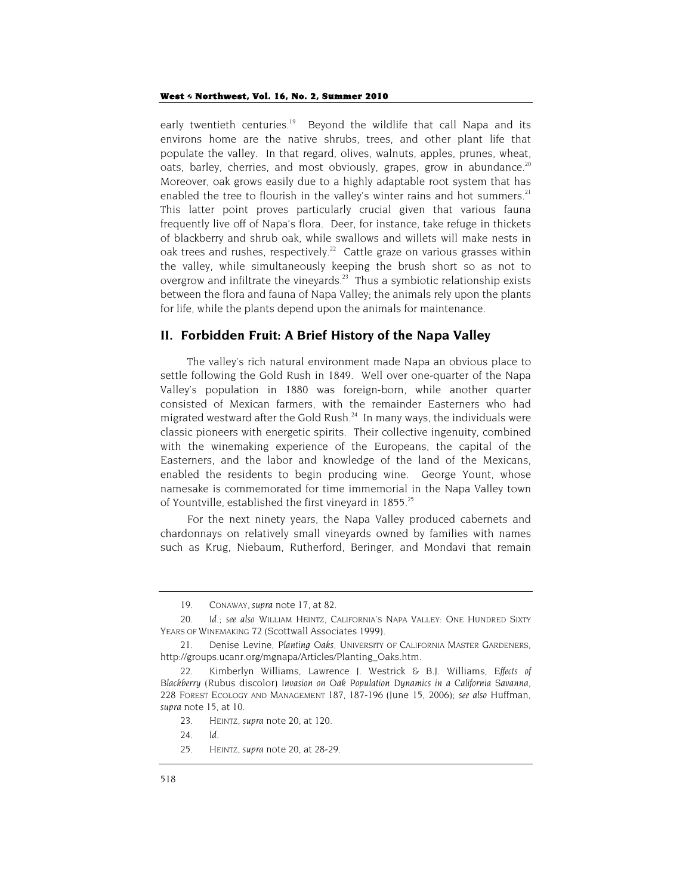early twentieth centuries.[19] Beyond the wildlife that call Napa and its environs home are the native shrubs, trees, and other plant life that populate the valley. In that regard, olives, walnuts, apples, prunes, wheat, oats, barley, cherries, and most obviously, grapes, grow in abundance.[20] Moreover, oak grows easily due to a highly adaptable root system that has enabled the tree to flourish in the valley's winter rains and hot summers.[21] This latter point proves particularly crucial given that various fauna frequently live off of Napa's flora. Deer, for instance, take refuge in thickets of blackberry and shrub oak, while swallows and willets will make nests in oak trees and rushes, respectively.[22] Cattle graze on various grasses within the valley, while simultaneously keeping the brush short so as not to overgrow and infiltrate the vineyards.[23] Thus a symbiotic relationship exists between the flora and fauna of Napa Valley; the animals rely upon the plants for life, while the plants depend upon the animals for maintenance.

## II. Forbidden Fruit: A Brief History of the Napa Valley

The valley's rich natural environment made Napa an obvious place to settle following the Gold Rush in 1849. Well over one-quarter of the Napa Valley's population in 1880 was foreign-born, while another quarter consisted of Mexican farmers, with the remainder Easterners who had migrated westward after the Gold Rush.[24] In many ways, the individuals were classic pioneers with energetic spirits. Their collective ingenuity, combined with the winemaking experience of the Europeans, the capital of the Easterners, and the labor and knowledge of the land of the Mexicans, enabled the residents to begin producing wine. George Yount, whose namesake is commemorated for time immemorial in the Napa Valley town of Yountville, established the first vineyard in 1855.[25]

For the next ninety years, the Napa Valley produced cabernets and chardonnays on relatively small vineyards owned by families with names such as Krug, Niebaum, Rutherford, Beringer, and Mondavi that remain

---

19. CONAWAY, *supra* note 17, at 82.

20. *Id.*; *see also* WILLIAM HEINTZ, CALIFORNIA'S NAPA VALLEY: ONE HUNDRED SIXTY YEARS OF WINEMAKING 72 (Scottwall Associates 1999).

21. Denise Levine, *Planting Oaks*, UNIVERSITY OF CALIFORNIA MASTER GARDENERS, http://groups.ucanr.org/mgnapa/Articles/Planting_Oaks.htm.

22. Kimberlyn Williams, Lawrence J. Westrick & B.J. Williams, *Effects of Blackberry* (Rubus discolor) *Invasion on Oak Population Dynamics in a California Savanna*, 228 FOREST ECOLOGY AND MANAGEMENT 187, 187-196 (June 15, 2006); *see also* Huffman, *supra* note 15, at 10.

23. HEINTZ, *supra* note 20, at 120.

24. *Id.*

25. HEINTZ, *supra* note 20, at 28-29.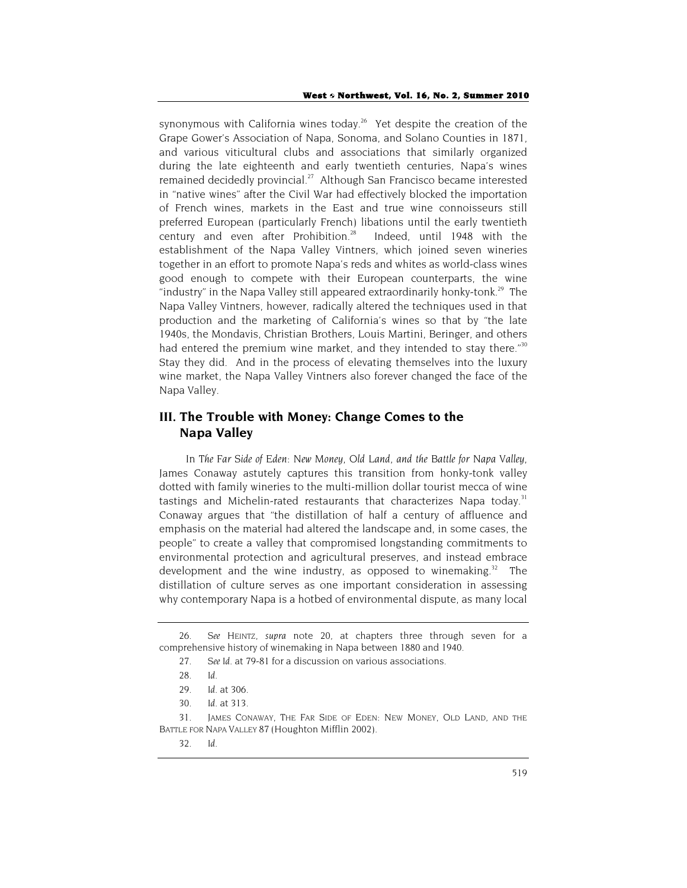synonymous with California wines today.[26] Yet despite the creation of the Grape Gower's Association of Napa, Sonoma, and Solano Counties in 1871, and various viticultural clubs and associations that similarly organized during the late eighteenth and early twentieth centuries, Napa's wines remained decidedly provincial.[27] Although San Francisco became interested in "native wines" after the Civil War had effectively blocked the importation of French wines, markets in the East and true wine connoisseurs still preferred European (particularly French) libations until the early twentieth century and even after Prohibition.[28] Indeed, until 1948 with the establishment of the Napa Valley Vintners, which joined seven wineries together in an effort to promote Napa's reds and whites as world-class wines good enough to compete with their European counterparts, the wine "industry" in the Napa Valley still appeared extraordinarily honky-tonk.[29] The Napa Valley Vintners, however, radically altered the techniques used in that production and the marketing of California's wines so that by "the late 1940s, the Mondavis, Christian Brothers, Louis Martini, Beringer, and others had entered the premium wine market, and they intended to stay there."[30] Stay they did. And in the process of elevating themselves into the luxury wine market, the Napa Valley Vintners also forever changed the face of the Napa Valley.

## III. The Trouble with Money: Change Comes to the Napa Valley

In *The Far Side of Eden: New Money, Old Land, and the Battle for Napa Valley*, James Conaway astutely captures this transition from honky-tonk valley dotted with family wineries to the multi-million dollar tourist mecca of wine tastings and Michelin-rated restaurants that characterizes Napa today.[31] Conaway argues that "the distillation of half a century of affluence and emphasis on the material had altered the landscape and, in some cases, the people" to create a valley that compromised longstanding commitments to environmental protection and agricultural preserves, and instead embrace development and the wine industry, as opposed to winemaking.[32] The distillation of culture serves as one important consideration in assessing why contemporary Napa is a hotbed of environmental dispute, as many local

---

26. *See* HEINTZ, *supra* note 20, at chapters three through seven for a comprehensive history of winemaking in Napa between 1880 and 1940.

27. *See Id.* at 79-81 for a discussion on various associations.

28. *Id.*

29. *Id.* at 306.

30. *Id.* at 313.

31. JAMES CONAWAY, THE FAR SIDE OF EDEN: NEW MONEY, OLD LAND, AND THE BATTLE FOR NAPA VALLEY 87 (Houghton Mifflin 2002).

32. *Id.*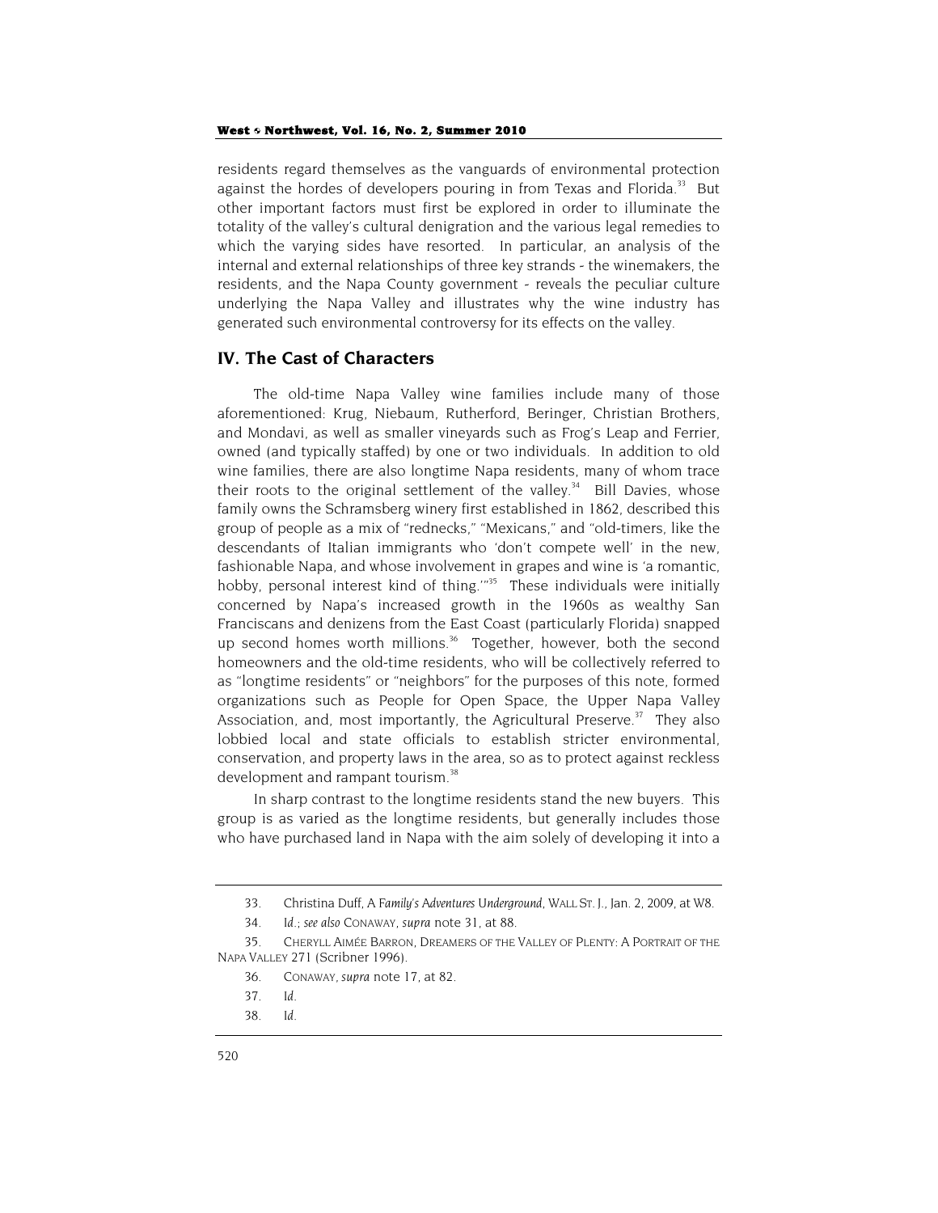residents regard themselves as the vanguards of environmental protection against the hordes of developers pouring in from Texas and Florida.[33] But other important factors must first be explored in order to illuminate the totality of the valley's cultural denigration and the various legal remedies to which the varying sides have resorted. In particular, an analysis of the internal and external relationships of three key strands - the winemakers, the residents, and the Napa County government - reveals the peculiar culture underlying the Napa Valley and illustrates why the wine industry has generated such environmental controversy for its effects on the valley.

## IV. The Cast of Characters

The old-time Napa Valley wine families include many of those aforementioned: Krug, Niebaum, Rutherford, Beringer, Christian Brothers, and Mondavi, as well as smaller vineyards such as Frog's Leap and Ferrier, owned (and typically staffed) by one or two individuals. In addition to old wine families, there are also longtime Napa residents, many of whom trace their roots to the original settlement of the valley.[34] Bill Davies, whose family owns the Schramsberg winery first established in 1862, described this group of people as a mix of "rednecks," "Mexicans," and "old-timers, like the descendants of Italian immigrants who 'don't compete well' in the new, fashionable Napa, and whose involvement in grapes and wine is 'a romantic, hobby, personal interest kind of thing.'"[35] These individuals were initially concerned by Napa's increased growth in the 1960s as wealthy San Franciscans and denizens from the East Coast (particularly Florida) snapped up second homes worth millions.[36] Together, however, both the second homeowners and the old-time residents, who will be collectively referred to as "longtime residents" or "neighbors" for the purposes of this note, formed organizations such as People for Open Space, the Upper Napa Valley Association, and, most importantly, the Agricultural Preserve.[37] They also lobbied local and state officials to establish stricter environmental, conservation, and property laws in the area, so as to protect against reckless development and rampant tourism.[38]

In sharp contrast to the longtime residents stand the new buyers. This group is as varied as the longtime residents, but generally includes those who have purchased land in Napa with the aim solely of developing it into a

---

33. Christina Duff, *A Family's Adventures Underground*, WALL ST. J., Jan. 2, 2009, at W8.

34. *Id.*; *see also* CONAWAY, *supra* note 31, at 88.

35. CHERYLL AIMÉE BARRON, DREAMERS OF THE VALLEY OF PLENTY: A PORTRAIT OF THE NAPA VALLEY 271 (Scribner 1996).

36. CONAWAY, *supra* note 17, at 82.

37. *Id.*

38. *Id.*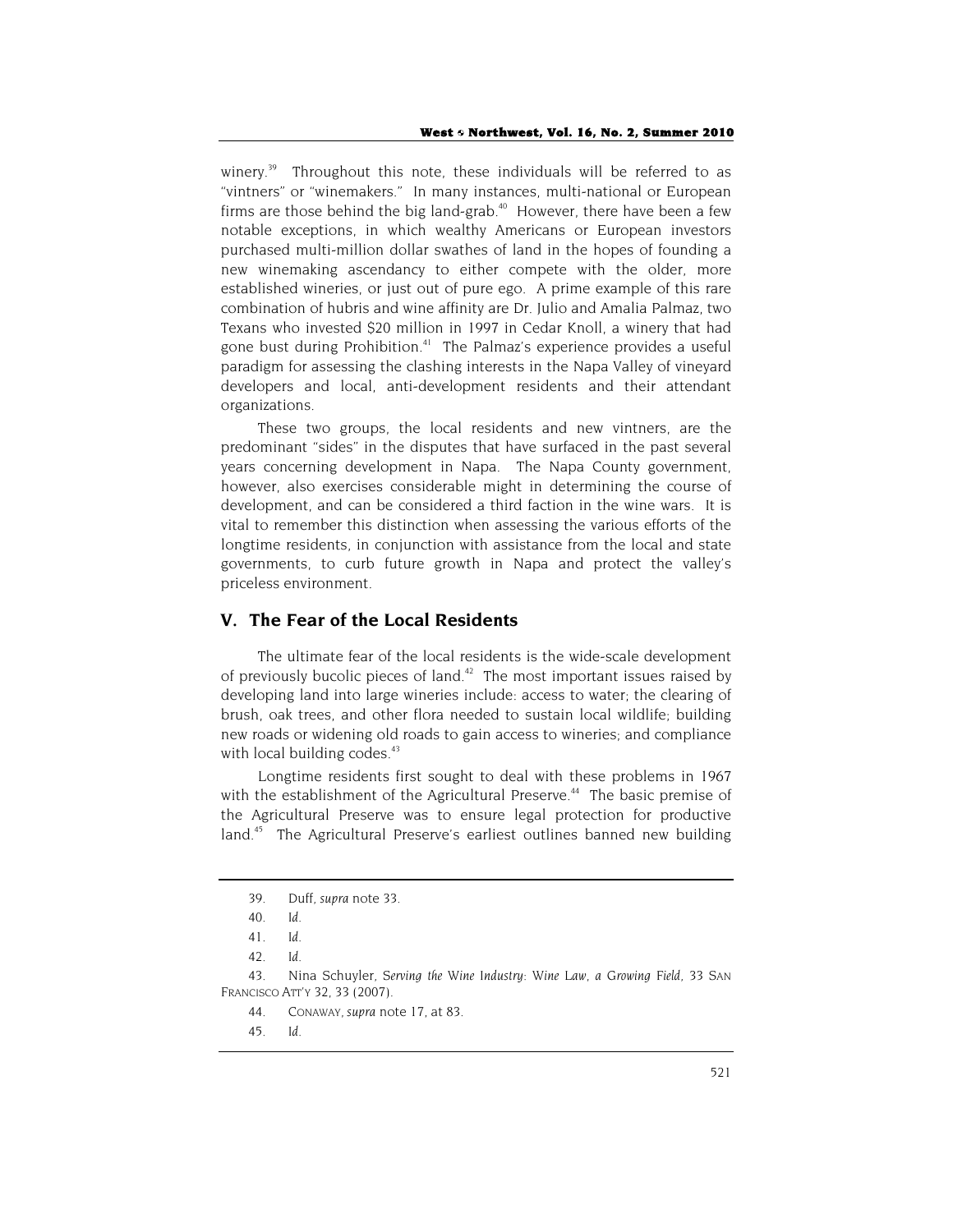winery.[39] Throughout this note, these individuals will be referred to as "vintners" or "winemakers." In many instances, multi-national or European firms are those behind the big land-grab.[40] However, there have been a few notable exceptions, in which wealthy Americans or European investors purchased multi-million dollar swathes of land in the hopes of founding a new winemaking ascendancy to either compete with the older, more established wineries, or just out of pure ego. A prime example of this rare combination of hubris and wine affinity are Dr. Julio and Amalia Palmaz, two Texans who invested $20 million in 1997 in Cedar Knoll, a winery that had gone bust during Prohibition.[41] The Palmaz's experience provides a useful paradigm for assessing the clashing interests in the Napa Valley of vineyard developers and local, anti-development residents and their attendant organizations.

These two groups, the local residents and new vintners, are the predominant "sides" in the disputes that have surfaced in the past several years concerning development in Napa. The Napa County government, however, also exercises considerable might in determining the course of development, and can be considered a third faction in the wine wars. It is vital to remember this distinction when assessing the various efforts of the longtime residents, in conjunction with assistance from the local and state governments, to curb future growth in Napa and protect the valley's priceless environment.

## V. The Fear of the Local Residents

The ultimate fear of the local residents is the wide-scale development of previously bucolic pieces of land.[42] The most important issues raised by developing land into large wineries include: access to water; the clearing of brush, oak trees, and other flora needed to sustain local wildlife; building new roads or widening old roads to gain access to wineries; and compliance with local building codes.[43]

Longtime residents first sought to deal with these problems in 1967 with the establishment of the Agricultural Preserve.[44] The basic premise of the Agricultural Preserve was to ensure legal protection for productive land.[45] The Agricultural Preserve's earliest outlines banned new building

---

39. Duff, *supra* note 33.

40. *Id.*

41. *Id.*

42. *Id.*

43. Nina Schuyler, *Serving the Wine Industry: Wine Law, a Growing Field*, 33 SAN FRANCISCO ATT'Y 32, 33 (2007).

44. CONAWAY, *supra* note 17, at 83.

45. *Id.*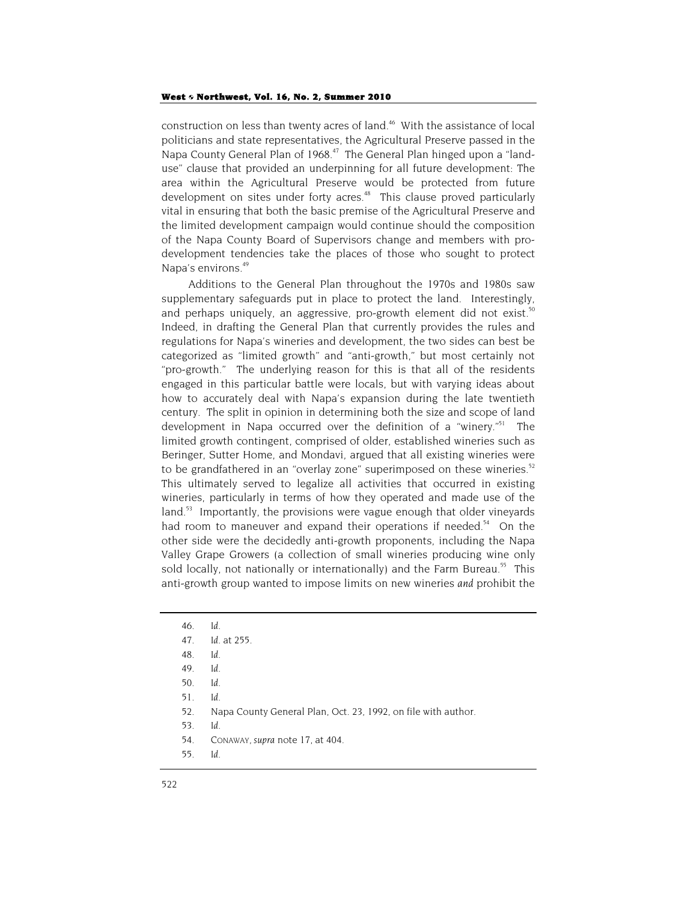construction on less than twenty acres of land.[46] With the assistance of local politicians and state representatives, the Agricultural Preserve passed in the Napa County General Plan of 1968.[47] The General Plan hinged upon a "land-use" clause that provided an underpinning for all future development: The area within the Agricultural Preserve would be protected from future development on sites under forty acres.[48] This clause proved particularly vital in ensuring that both the basic premise of the Agricultural Preserve and the limited development campaign would continue should the composition of the Napa County Board of Supervisors change and members with pro-development tendencies take the places of those who sought to protect Napa's environs.[49]

Additions to the General Plan throughout the 1970s and 1980s saw supplementary safeguards put in place to protect the land. Interestingly, and perhaps uniquely, an aggressive, pro-growth element did not exist.[50] Indeed, in drafting the General Plan that currently provides the rules and regulations for Napa's wineries and development, the two sides can best be categorized as "limited growth" and "anti-growth," but most certainly not "pro-growth." The underlying reason for this is that all of the residents engaged in this particular battle were locals, but with varying ideas about how to accurately deal with Napa's expansion during the late twentieth century. The split in opinion in determining both the size and scope of land development in Napa occurred over the definition of a "winery."[51] The limited growth contingent, comprised of older, established wineries such as Beringer, Sutter Home, and Mondavi, argued that all existing wineries were to be grandfathered in an "overlay zone" superimposed on these wineries.[52] This ultimately served to legalize all activities that occurred in existing wineries, particularly in terms of how they operated and made use of the land.[53] Importantly, the provisions were vague enough that older vineyards had room to maneuver and expand their operations if needed.[54] On the other side were the decidedly anti-growth proponents, including the Napa Valley Grape Growers (a collection of small wineries producing wine only sold locally, not nationally or internationally) and the Farm Bureau.[55] This anti-growth group wanted to impose limits on new wineries *and* prohibit the

---

46. *Id.*
47. *Id.* at 255.
48. *Id.*
49. *Id.*
50. *Id.*
51. *Id.*
52. Napa County General Plan, Oct. 23, 1992, on file with author.
53. *Id.*
54. CONAWAY, *supra* note 17, at 404.
55. *Id.*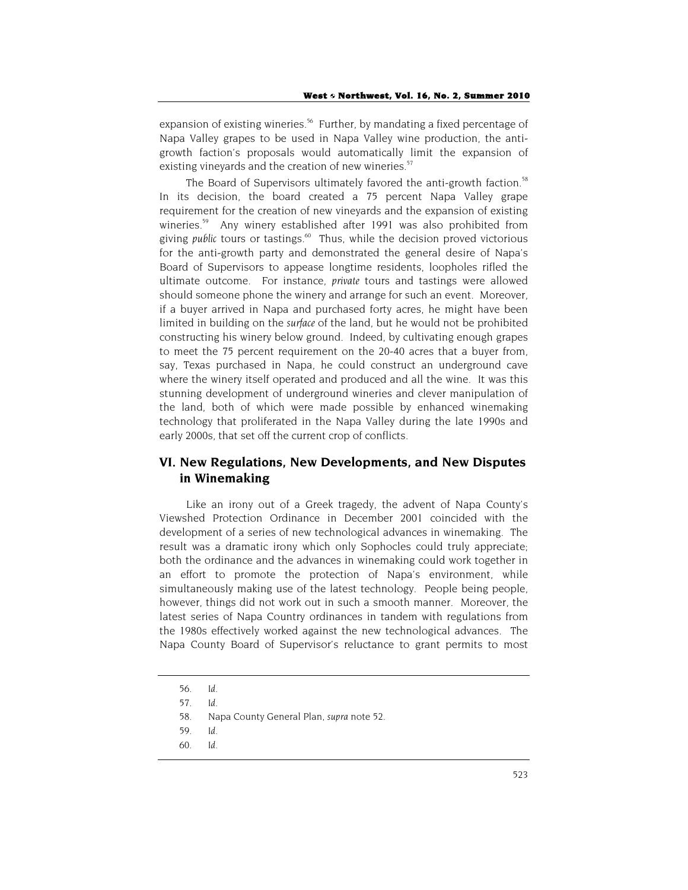expansion of existing wineries.[56] Further, by mandating a fixed percentage of Napa Valley grapes to be used in Napa Valley wine production, the anti-growth faction's proposals would automatically limit the expansion of existing vineyards and the creation of new wineries.[57]

The Board of Supervisors ultimately favored the anti-growth faction.[58] In its decision, the board created a 75 percent Napa Valley grape requirement for the creation of new vineyards and the expansion of existing wineries.[59] Any winery established after 1991 was also prohibited from giving *public* tours or tastings.[60] Thus, while the decision proved victorious for the anti-growth party and demonstrated the general desire of Napa's Board of Supervisors to appease longtime residents, loopholes rifled the ultimate outcome. For instance, *private* tours and tastings were allowed should someone phone the winery and arrange for such an event. Moreover, if a buyer arrived in Napa and purchased forty acres, he might have been limited in building on the *surface* of the land, but he would not be prohibited constructing his winery below ground. Indeed, by cultivating enough grapes to meet the 75 percent requirement on the 20-40 acres that a buyer from, say, Texas purchased in Napa, he could construct an underground cave where the winery itself operated and produced and all the wine. It was this stunning development of underground wineries and clever manipulation of the land, both of which were made possible by enhanced winemaking technology that proliferated in the Napa Valley during the late 1990s and early 2000s, that set off the current crop of conflicts.

## VI. New Regulations, New Developments, and New Disputes in Winemaking

Like an irony out of a Greek tragedy, the advent of Napa County's Viewshed Protection Ordinance in December 2001 coincided with the development of a series of new technological advances in winemaking. The result was a dramatic irony which only Sophocles could truly appreciate; both the ordinance and the advances in winemaking could work together in an effort to promote the protection of Napa's environment, while simultaneously making use of the latest technology. People being people, however, things did not work out in such a smooth manner. Moreover, the latest series of Napa Country ordinances in tandem with regulations from the 1980s effectively worked against the new technological advances. The Napa County Board of Supervisor's reluctance to grant permits to most

56. *Id.*

57. *Id.*

58. Napa County General Plan, *supra* note 52.

59. *Id.*

60. *Id.*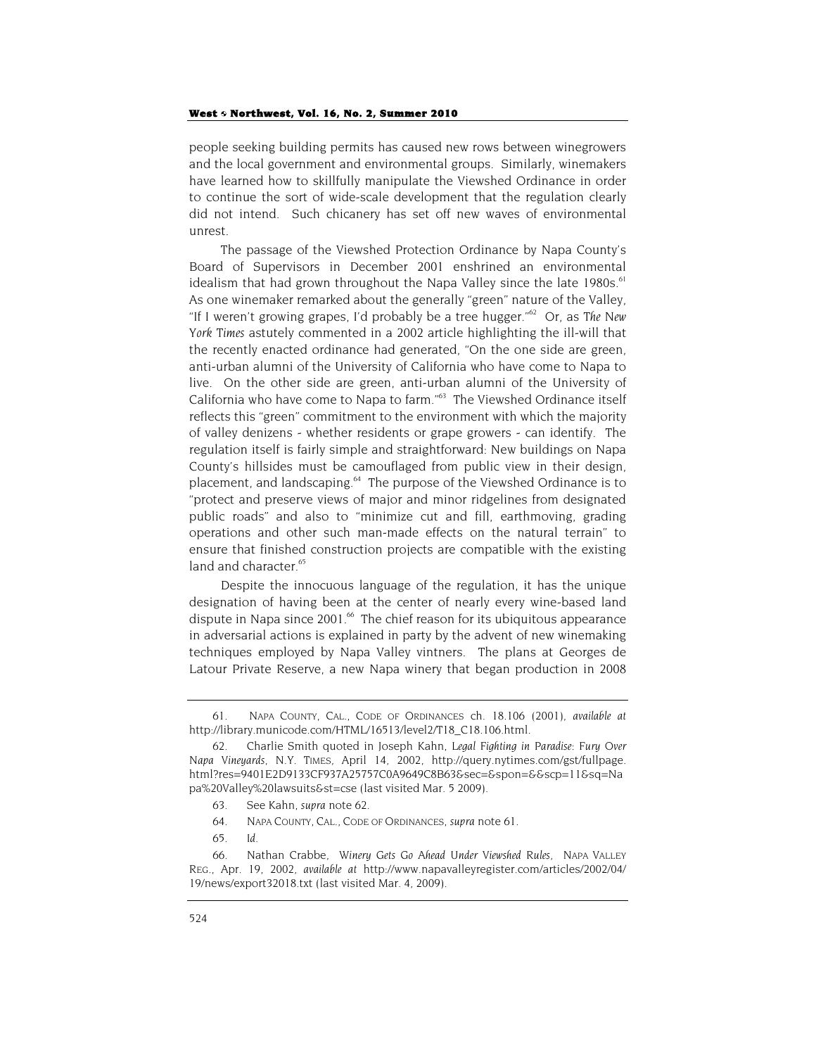people seeking building permits has caused new rows between winegrowers and the local government and environmental groups. Similarly, winemakers have learned how to skillfully manipulate the Viewshed Ordinance in order to continue the sort of wide-scale development that the regulation clearly did not intend. Such chicanery has set off new waves of environmental unrest.

The passage of the Viewshed Protection Ordinance by Napa County's Board of Supervisors in December 2001 enshrined an environmental idealism that had grown throughout the Napa Valley since the late 1980s.[61] As one winemaker remarked about the generally "green" nature of the Valley, "If I weren't growing grapes, I'd probably be a tree hugger."[62] Or, as *The New York Times* astutely commented in a 2002 article highlighting the ill-will that the recently enacted ordinance had generated, "On the one side are green, anti-urban alumni of the University of California who have come to Napa to live. On the other side are green, anti-urban alumni of the University of California who have come to Napa to farm."[63] The Viewshed Ordinance itself reflects this "green" commitment to the environment with which the majority of valley denizens - whether residents or grape growers - can identify. The regulation itself is fairly simple and straightforward: New buildings on Napa County's hillsides must be camouflaged from public view in their design, placement, and landscaping.[64] The purpose of the Viewshed Ordinance is to "protect and preserve views of major and minor ridgelines from designated public roads" and also to "minimize cut and fill, earthmoving, grading operations and other such man-made effects on the natural terrain" to ensure that finished construction projects are compatible with the existing land and character.[65]

Despite the innocuous language of the regulation, it has the unique designation of having been at the center of nearly every wine-based land dispute in Napa since 2001.[66] The chief reason for its ubiquitous appearance in adversarial actions is explained in party by the advent of new winemaking techniques employed by Napa Valley vintners. The plans at Georges de Latour Private Reserve, a new Napa winery that began production in 2008

---

61. NAPA COUNTY, CAL., CODE OF ORDINANCES ch. 18.106 (2001), *available at* http://library.municode.com/HTML/16513/level2/T18_C18.106.html.

62. Charlie Smith quoted in Joseph Kahn, *Legal Fighting in Paradise: Fury Over Napa Vineyards*, N.Y. TIMES, April 14, 2002, http://query.nytimes.com/gst/fullpage.html?res=9401E2D9133CF937A25757C0A9649C8B63&sec=&spon=&&scp=11&sq=Napa%20Valley%20lawsuits&st=cse (last visited Mar. 5 2009).

63. See Kahn, *supra* note 62.

64. NAPA COUNTY, CAL., CODE OF ORDINANCES, *supra* note 61.

65. *Id.*

66. Nathan Crabbe, *Winery Gets Go Ahead Under Viewshed Rules*, NAPA VALLEY REG., Apr. 19, 2002, *available at* http://www.napavalleyregister.com/articles/2002/04/19/news/export32018.txt (last visited Mar. 4, 2009).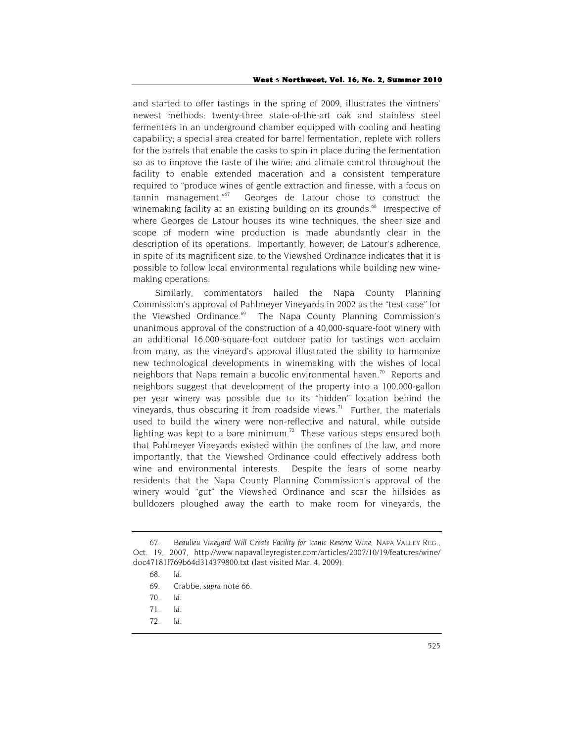and started to offer tastings in the spring of 2009, illustrates the vintners' newest methods: twenty-three state-of-the-art oak and stainless steel fermenters in an underground chamber equipped with cooling and heating capability; a special area created for barrel fermentation, replete with rollers for the barrels that enable the casks to spin in place during the fermentation so as to improve the taste of the wine; and climate control throughout the facility to enable extended maceration and a consistent temperature required to "produce wines of gentle extraction and finesse, with a focus on tannin management."[67] Georges de Latour chose to construct the winemaking facility at an existing building on its grounds.[68] Irrespective of where Georges de Latour houses its wine techniques, the sheer size and scope of modern wine production is made abundantly clear in the description of its operations. Importantly, however, de Latour's adherence, in spite of its magnificent size, to the Viewshed Ordinance indicates that it is possible to follow local environmental regulations while building new wine-making operations.

Similarly, commentators hailed the Napa County Planning Commission's approval of Pahlmeyer Vineyards in 2002 as the "test case" for the Viewshed Ordinance.[69] The Napa County Planning Commission's unanimous approval of the construction of a 40,000-square-foot winery with an additional 16,000-square-foot outdoor patio for tastings won acclaim from many, as the vineyard's approval illustrated the ability to harmonize new technological developments in winemaking with the wishes of local neighbors that Napa remain a bucolic environmental haven.[70] Reports and neighbors suggest that development of the property into a 100,000-gallon per year winery was possible due to its "hidden" location behind the vineyards, thus obscuring it from roadside views.[71] Further, the materials used to build the winery were non-reflective and natural, while outside lighting was kept to a bare minimum.[72] These various steps ensured both that Pahlmeyer Vineyards existed within the confines of the law, and more importantly, that the Viewshed Ordinance could effectively address both wine and environmental interests. Despite the fears of some nearby residents that the Napa County Planning Commission's approval of the winery would "gut" the Viewshed Ordinance and scar the hillsides as bulldozers ploughed away the earth to make room for vineyards, the

---

67. *Beaulieu Vineyard Will Create Facility for Iconic Reserve Wine*, NAPA VALLEY REG., Oct. 19, 2007, http://www.napavalleyregister.com/articles/2007/10/19/features/wine/doc47181f769b64d314379800.txt (last visited Mar. 4, 2009).

68. *Id.*

69. Crabbe, *supra* note 66.

70. *Id.*

71. *Id.*

72. *Id.*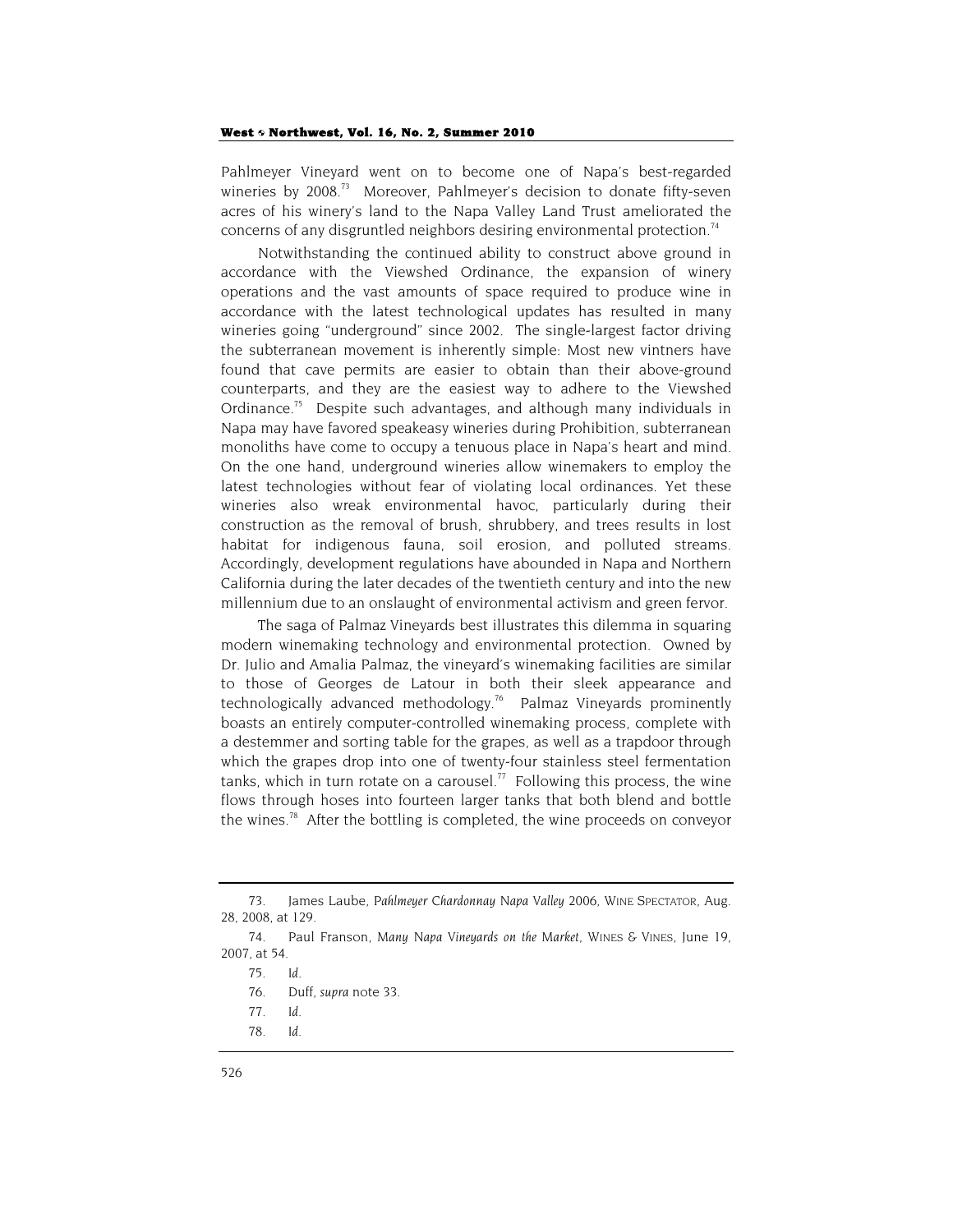Pahlmeyer Vineyard went on to become one of Napa's best-regarded wineries by 2008.[73] Moreover, Pahlmeyer's decision to donate fifty-seven acres of his winery's land to the Napa Valley Land Trust ameliorated the concerns of any disgruntled neighbors desiring environmental protection.[74]

Notwithstanding the continued ability to construct above ground in accordance with the Viewshed Ordinance, the expansion of winery operations and the vast amounts of space required to produce wine in accordance with the latest technological updates has resulted in many wineries going "underground" since 2002. The single-largest factor driving the subterranean movement is inherently simple: Most new vintners have found that cave permits are easier to obtain than their above-ground counterparts, and they are the easiest way to adhere to the Viewshed Ordinance.[75] Despite such advantages, and although many individuals in Napa may have favored speakeasy wineries during Prohibition, subterranean monoliths have come to occupy a tenuous place in Napa's heart and mind. On the one hand, underground wineries allow winemakers to employ the latest technologies without fear of violating local ordinances. Yet these wineries also wreak environmental havoc, particularly during their construction as the removal of brush, shrubbery, and trees results in lost habitat for indigenous fauna, soil erosion, and polluted streams. Accordingly, development regulations have abounded in Napa and Northern California during the later decades of the twentieth century and into the new millennium due to an onslaught of environmental activism and green fervor.

The saga of Palmaz Vineyards best illustrates this dilemma in squaring modern winemaking technology and environmental protection. Owned by Dr. Julio and Amalia Palmaz, the vineyard's winemaking facilities are similar to those of Georges de Latour in both their sleek appearance and technologically advanced methodology.[76] Palmaz Vineyards prominently boasts an entirely computer-controlled winemaking process, complete with a destemmer and sorting table for the grapes, as well as a trapdoor through which the grapes drop into one of twenty-four stainless steel fermentation tanks, which in turn rotate on a carousel.[77] Following this process, the wine flows through hoses into fourteen larger tanks that both blend and bottle the wines.[78] After the bottling is completed, the wine proceeds on conveyor

---

73. James Laube, *Pahlmeyer Chardonnay Napa Valley 2006*, WINE SPECTATOR, Aug. 28, 2008, at 129.

74. Paul Franson, *Many Napa Vineyards on the Market*, WINES & VINES, June 19, 2007, at 54.

75. *Id.*

76. Duff, *supra* note 33.

77. *Id.*

78. *Id.*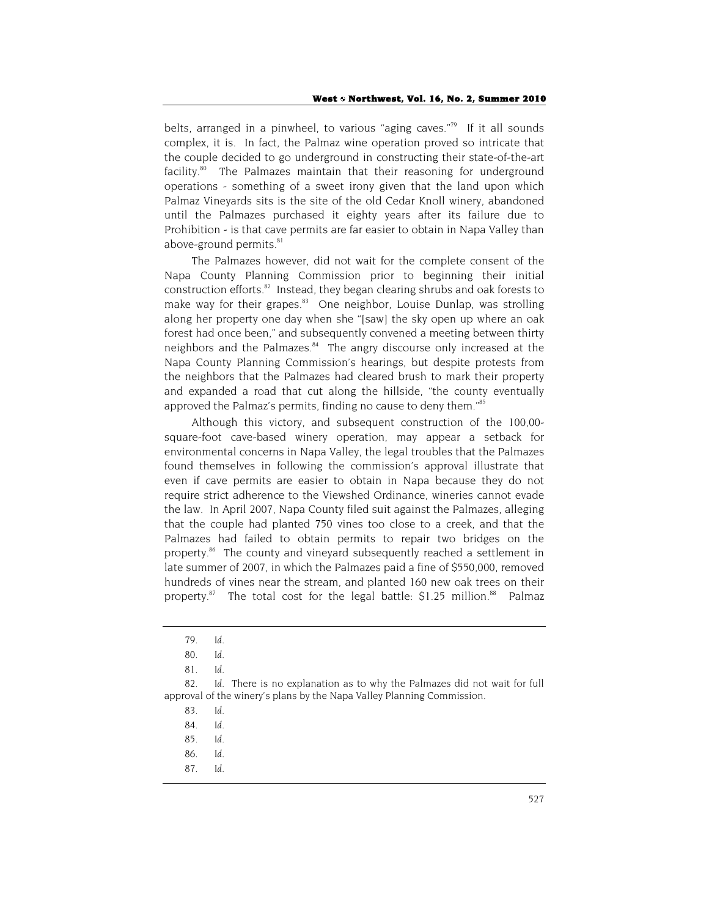belts, arranged in a pinwheel, to various "aging caves."[79] If it all sounds complex, it is. In fact, the Palmaz wine operation proved so intricate that the couple decided to go underground in constructing their state-of-the-art facility.[80] The Palmazes maintain that their reasoning for underground operations - something of a sweet irony given that the land upon which Palmaz Vineyards sits is the site of the old Cedar Knoll winery, abandoned until the Palmazes purchased it eighty years after its failure due to Prohibition - is that cave permits are far easier to obtain in Napa Valley than above-ground permits.[81]

The Palmazes however, did not wait for the complete consent of the Napa County Planning Commission prior to beginning their initial construction efforts.[82] Instead, they began clearing shrubs and oak forests to make way for their grapes.[83] One neighbor, Louise Dunlap, was strolling along her property one day when she "[saw] the sky open up where an oak forest had once been," and subsequently convened a meeting between thirty neighbors and the Palmazes.[84] The angry discourse only increased at the Napa County Planning Commission's hearings, but despite protests from the neighbors that the Palmazes had cleared brush to mark their property and expanded a road that cut along the hillside, "the county eventually approved the Palmaz's permits, finding no cause to deny them."[85]

Although this victory, and subsequent construction of the 100,00-square-foot cave-based winery operation, may appear a setback for environmental concerns in Napa Valley, the legal troubles that the Palmazes found themselves in following the commission's approval illustrate that even if cave permits are easier to obtain in Napa because they do not require strict adherence to the Viewshed Ordinance, wineries cannot evade the law. In April 2007, Napa County filed suit against the Palmazes, alleging that the couple had planted 750 vines too close to a creek, and that the Palmazes had failed to obtain permits to repair two bridges on the property.[86] The county and vineyard subsequently reached a settlement in late summer of 2007, in which the Palmazes paid a fine of $550,000, removed hundreds of vines near the stream, and planted 160 new oak trees on their property.[87] The total cost for the legal battle: $1.25 million.[88] Palmaz

---

79. *Id.*

80. *Id.*

81. *Id.*

82. *Id.* There is no explanation as to why the Palmazes did not wait for full approval of the winery's plans by the Napa Valley Planning Commission.

83. *Id.*

84. *Id.*

85. *Id.*

86. *Id.*

87. *Id.*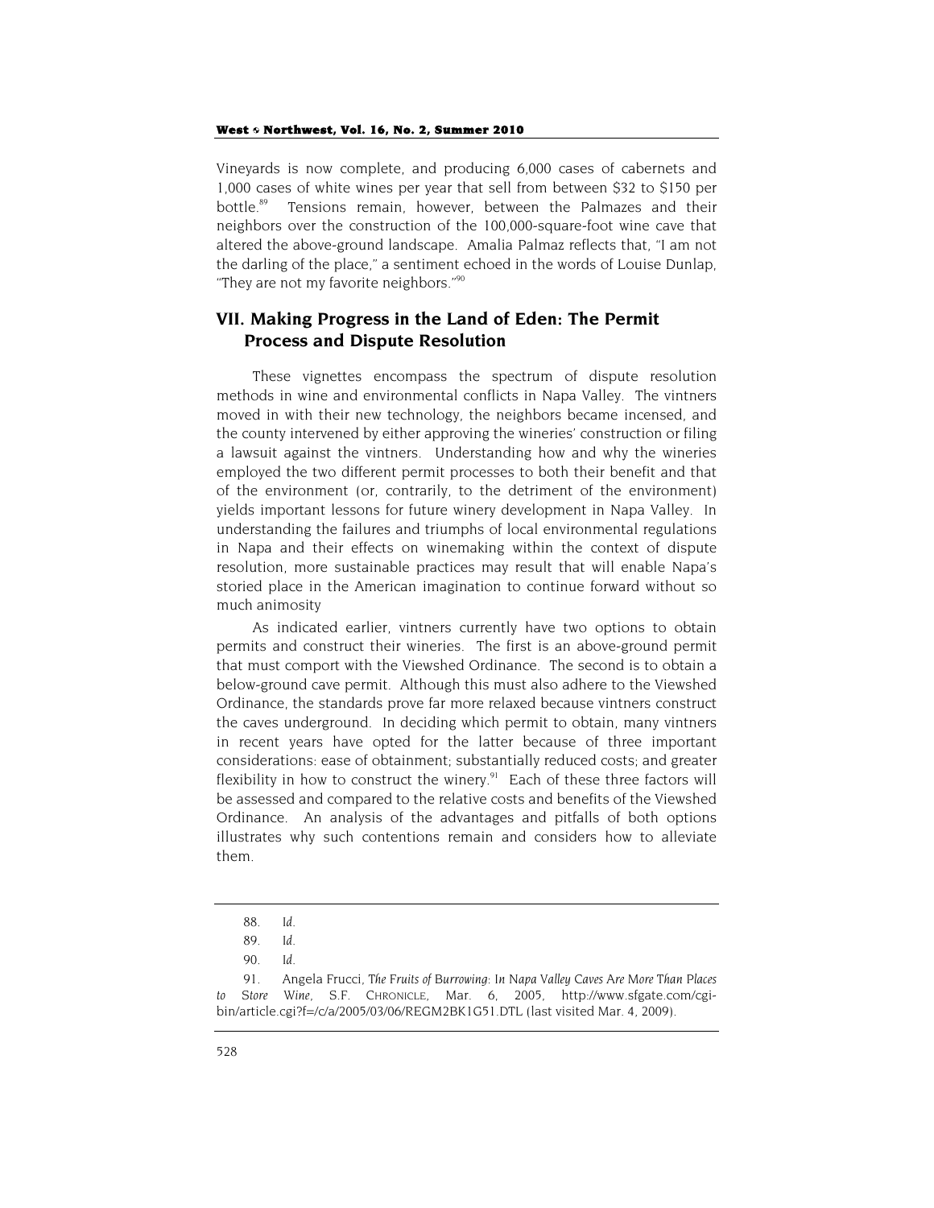Vineyards is now complete, and producing 6,000 cases of cabernets and 1,000 cases of white wines per year that sell from between $32 to $150 per bottle.[89] Tensions remain, however, between the Palmazes and their neighbors over the construction of the 100,000-square-foot wine cave that altered the above-ground landscape. Amalia Palmaz reflects that, "I am not the darling of the place," a sentiment echoed in the words of Louise Dunlap, "They are not my favorite neighbors."[90]

## VII. Making Progress in the Land of Eden: The Permit Process and Dispute Resolution

These vignettes encompass the spectrum of dispute resolution methods in wine and environmental conflicts in Napa Valley. The vintners moved in with their new technology, the neighbors became incensed, and the county intervened by either approving the wineries' construction or filing a lawsuit against the vintners. Understanding how and why the wineries employed the two different permit processes to both their benefit and that of the environment (or, contrarily, to the detriment of the environment) yields important lessons for future winery development in Napa Valley. In understanding the failures and triumphs of local environmental regulations in Napa and their effects on winemaking within the context of dispute resolution, more sustainable practices may result that will enable Napa's storied place in the American imagination to continue forward without so much animosity

As indicated earlier, vintners currently have two options to obtain permits and construct their wineries. The first is an above-ground permit that must comport with the Viewshed Ordinance. The second is to obtain a below-ground cave permit. Although this must also adhere to the Viewshed Ordinance, the standards prove far more relaxed because vintners construct the caves underground. In deciding which permit to obtain, many vintners in recent years have opted for the latter because of three important considerations: ease of obtainment; substantially reduced costs; and greater flexibility in how to construct the winery.[91] Each of these three factors will be assessed and compared to the relative costs and benefits of the Viewshed Ordinance. An analysis of the advantages and pitfalls of both options illustrates why such contentions remain and considers how to alleviate them.

---

88. *Id.*

89. *Id.*

90. *Id.*

91. Angela Frucci, *The Fruits of Burrowing: In Napa Valley Caves Are More Than Places to Store Wine*, S.F. CHRONICLE, Mar. 6, 2005, http://www.sfgate.com/cgi-bin/article.cgi?f=/c/a/2005/03/06/REGM2BK1G51.DTL (last visited Mar. 4, 2009).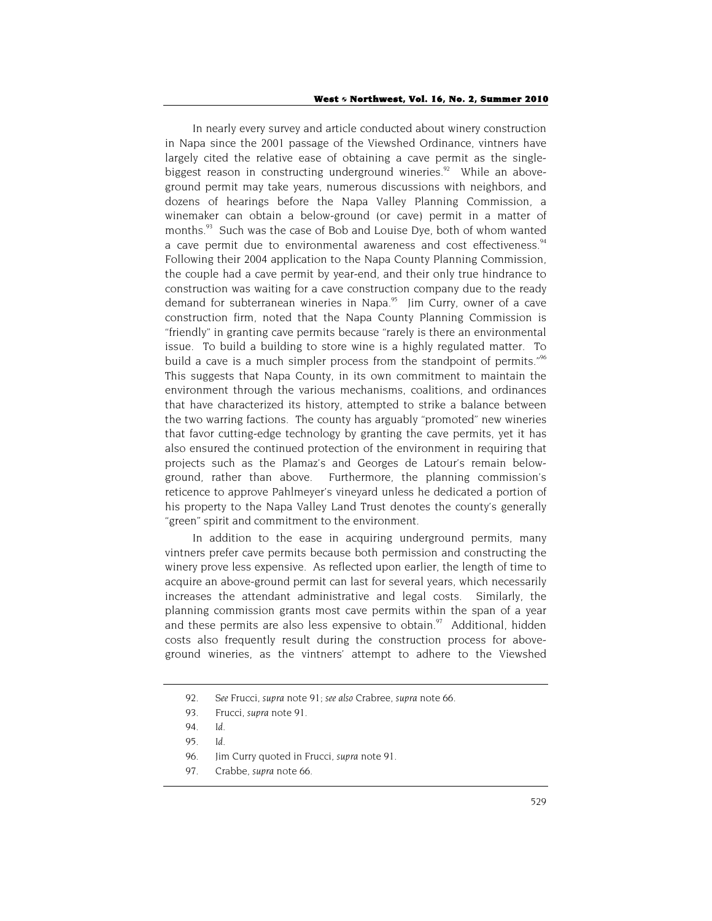In nearly every survey and article conducted about winery construction in Napa since the 2001 passage of the Viewshed Ordinance, vintners have largely cited the relative ease of obtaining a cave permit as the single-biggest reason in constructing underground wineries.[92] While an above-ground permit may take years, numerous discussions with neighbors, and dozens of hearings before the Napa Valley Planning Commission, a winemaker can obtain a below-ground (or cave) permit in a matter of months.[93] Such was the case of Bob and Louise Dye, both of whom wanted a cave permit due to environmental awareness and cost effectiveness.[94] Following their 2004 application to the Napa County Planning Commission, the couple had a cave permit by year-end, and their only true hindrance to construction was waiting for a cave construction company due to the ready demand for subterranean wineries in Napa.[95] Jim Curry, owner of a cave construction firm, noted that the Napa County Planning Commission is "friendly" in granting cave permits because "rarely is there an environmental issue. To build a building to store wine is a highly regulated matter. To build a cave is a much simpler process from the standpoint of permits."[96] This suggests that Napa County, in its own commitment to maintain the environment through the various mechanisms, coalitions, and ordinances that have characterized its history, attempted to strike a balance between the two warring factions. The county has arguably "promoted" new wineries that favor cutting-edge technology by granting the cave permits, yet it has also ensured the continued protection of the environment in requiring that projects such as the Plamaz's and Georges de Latour's remain below-ground, rather than above. Furthermore, the planning commission's reticence to approve Pahlmeyer's vineyard unless he dedicated a portion of his property to the Napa Valley Land Trust denotes the county's generally "green" spirit and commitment to the environment.

In addition to the ease in acquiring underground permits, many vintners prefer cave permits because both permission and constructing the winery prove less expensive. As reflected upon earlier, the length of time to acquire an above-ground permit can last for several years, which necessarily increases the attendant administrative and legal costs. Similarly, the planning commission grants most cave permits within the span of a year and these permits are also less expensive to obtain.[97] Additional, hidden costs also frequently result during the construction process for above-ground wineries, as the vintners' attempt to adhere to the Viewshed

92. *See* Frucci, *supra* note 91; *see also* Crabree, *supra* note 66.

93. Frucci, *supra* note 91.

94. *Id.*

95. *Id.*

96. Jim Curry quoted in Frucci, *supra* note 91.

97. Crabbe, *supra* note 66.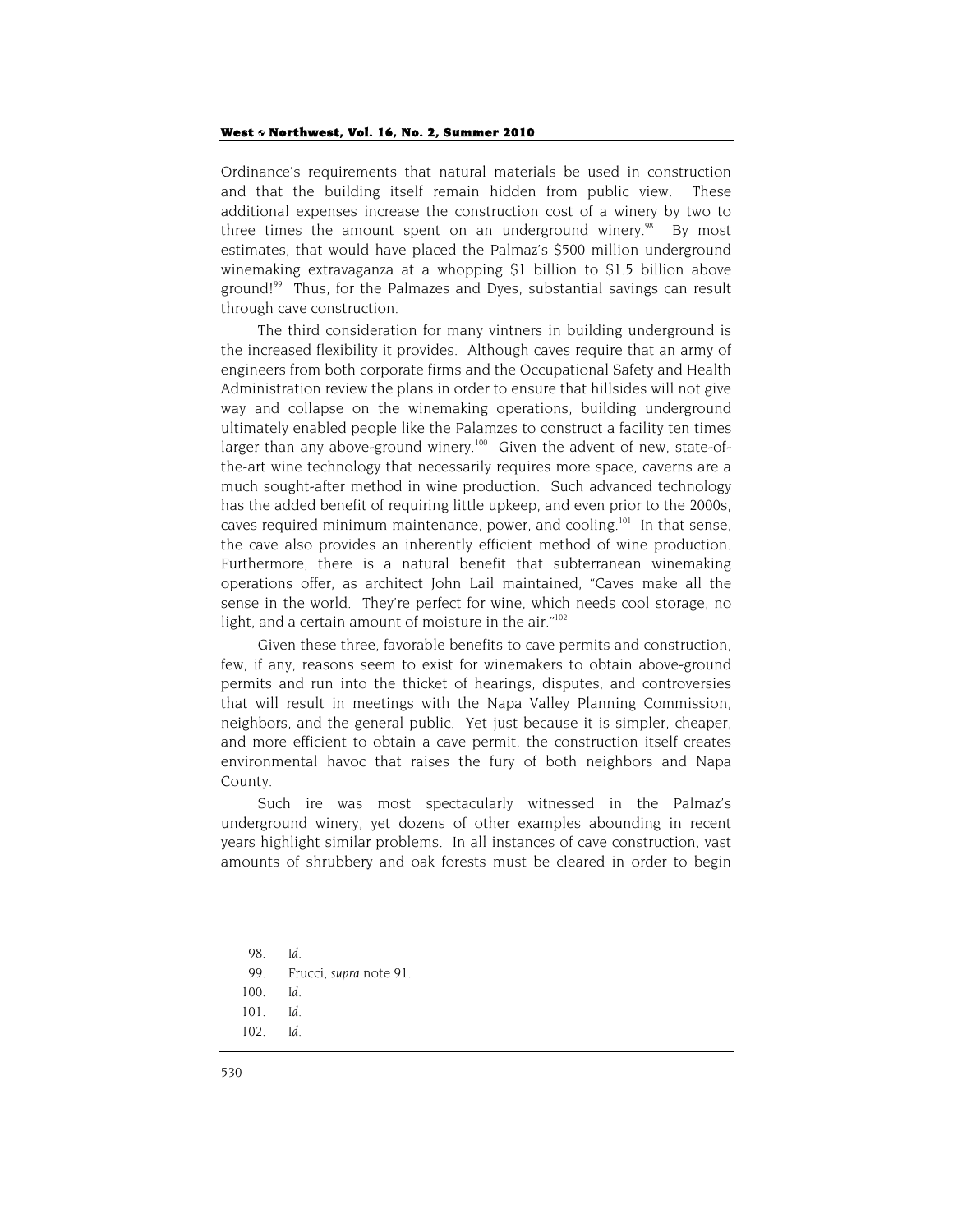Ordinance's requirements that natural materials be used in construction and that the building itself remain hidden from public view. These additional expenses increase the construction cost of a winery by two to three times the amount spent on an underground winery.[98] By most estimates, that would have placed the Palmaz's $500 million underground winemaking extravaganza at a whopping $1 billion to $1.5 billion above ground![99] Thus, for the Palmazes and Dyes, substantial savings can result through cave construction.

The third consideration for many vintners in building underground is the increased flexibility it provides. Although caves require that an army of engineers from both corporate firms and the Occupational Safety and Health Administration review the plans in order to ensure that hillsides will not give way and collapse on the winemaking operations, building underground ultimately enabled people like the Palamzes to construct a facility ten times larger than any above-ground winery.[100] Given the advent of new, state-of-the-art wine technology that necessarily requires more space, caverns are a much sought-after method in wine production. Such advanced technology has the added benefit of requiring little upkeep, and even prior to the 2000s, caves required minimum maintenance, power, and cooling.[101] In that sense, the cave also provides an inherently efficient method of wine production. Furthermore, there is a natural benefit that subterranean winemaking operations offer, as architect John Lail maintained, "Caves make all the sense in the world. They're perfect for wine, which needs cool storage, no light, and a certain amount of moisture in the air."[102]

Given these three, favorable benefits to cave permits and construction, few, if any, reasons seem to exist for winemakers to obtain above-ground permits and run into the thicket of hearings, disputes, and controversies that will result in meetings with the Napa Valley Planning Commission, neighbors, and the general public. Yet just because it is simpler, cheaper, and more efficient to obtain a cave permit, the construction itself creates environmental havoc that raises the fury of both neighbors and Napa County.

Such ire was most spectacularly witnessed in the Palmaz's underground winery, yet dozens of other examples abounding in recent years highlight similar problems. In all instances of cave construction, vast amounts of shrubbery and oak forests must be cleared in order to begin

---

98. *Id.*

99. Frucci, *supra* note 91.

100. *Id.*

101. *Id.*

102. *Id.*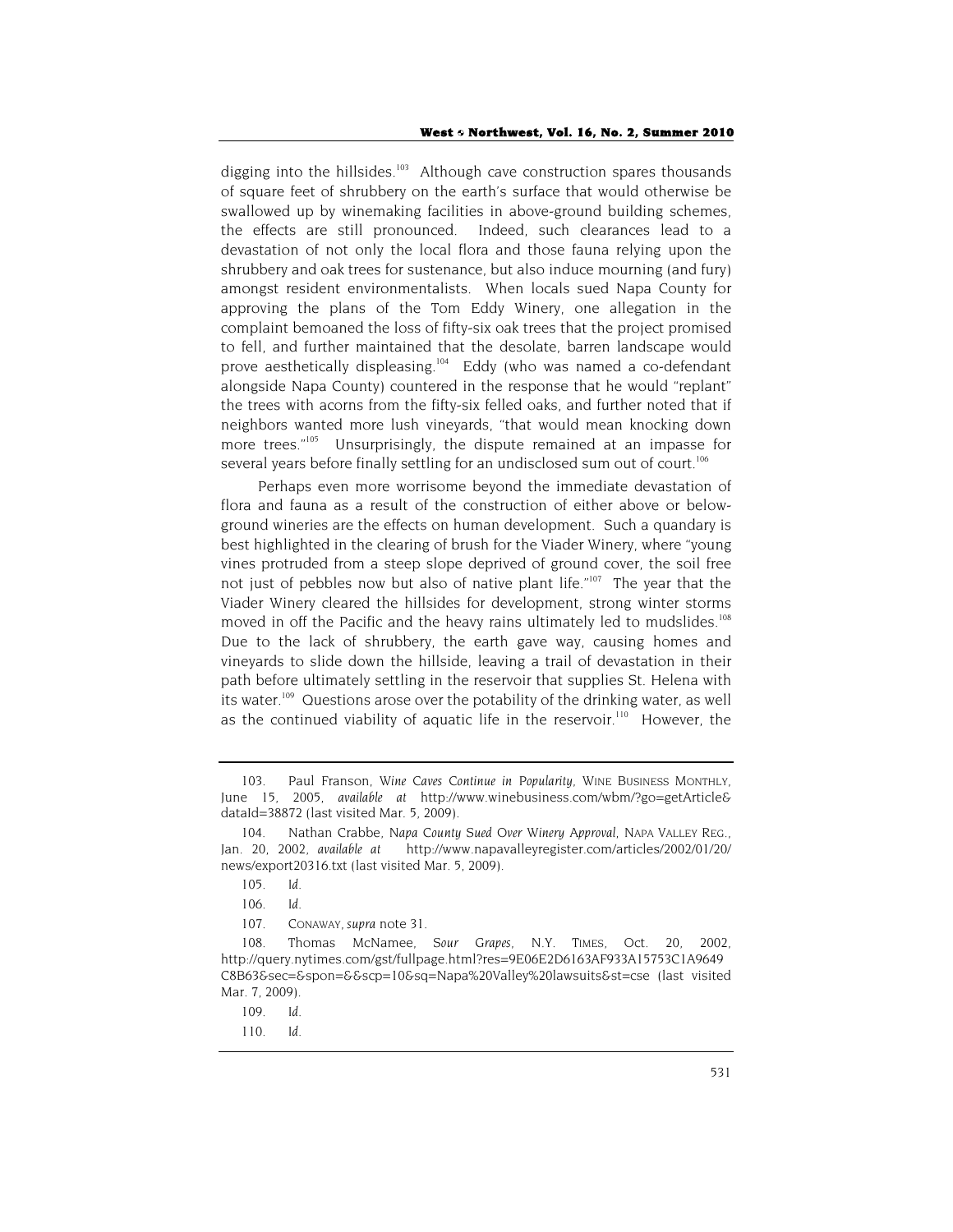digging into the hillsides.[103] Although cave construction spares thousands of square feet of shrubbery on the earth's surface that would otherwise be swallowed up by winemaking facilities in above-ground building schemes, the effects are still pronounced. Indeed, such clearances lead to a devastation of not only the local flora and those fauna relying upon the shrubbery and oak trees for sustenance, but also induce mourning (and fury) amongst resident environmentalists. When locals sued Napa County for approving the plans of the Tom Eddy Winery, one allegation in the complaint bemoaned the loss of fifty-six oak trees that the project promised to fell, and further maintained that the desolate, barren landscape would prove aesthetically displeasing.[104] Eddy (who was named a co-defendant alongside Napa County) countered in the response that he would "replant" the trees with acorns from the fifty-six felled oaks, and further noted that if neighbors wanted more lush vineyards, "that would mean knocking down more trees."[105] Unsurprisingly, the dispute remained at an impasse for several years before finally settling for an undisclosed sum out of court.[106]

Perhaps even more worrisome beyond the immediate devastation of flora and fauna as a result of the construction of either above or below-ground wineries are the effects on human development. Such a quandary is best highlighted in the clearing of brush for the Viader Winery, where "young vines protruded from a steep slope deprived of ground cover, the soil free not just of pebbles now but also of native plant life."[107] The year that the Viader Winery cleared the hillsides for development, strong winter storms moved in off the Pacific and the heavy rains ultimately led to mudslides.[108] Due to the lack of shrubbery, the earth gave way, causing homes and vineyards to slide down the hillside, leaving a trail of devastation in their path before ultimately settling in the reservoir that supplies St. Helena with its water.[109] Questions arose over the potability of the drinking water, as well as the continued viability of aquatic life in the reservoir.[110] However, the

---

103. Paul Franson, *Wine Caves Continue in Popularity*, WINE BUSINESS MONTHLY, June 15, 2005, *available at* http://www.winebusiness.com/wbm/?go=getArticle&dataId=38872 (last visited Mar. 5, 2009).

104. Nathan Crabbe, *Napa County Sued Over Winery Approval*, NAPA VALLEY REG., Jan. 20, 2002, *available at* http://www.napavalleyregister.com/articles/2002/01/20/news/export20316.txt (last visited Mar. 5, 2009).

105. *Id.*

106. *Id.*

107. CONAWAY, *supra* note 31.

108. Thomas McNamee, *Sour Grapes*, N.Y. TIMES, Oct. 20, 2002, http://query.nytimes.com/gst/fullpage.html?res=9E06E2D6163AF933A15753C1A9649C8B63&sec=&spon=&&scp=10&sq=Napa%20Valley%20lawsuits&st=cse (last visited Mar. 7, 2009).

109. *Id.*

110. *Id.*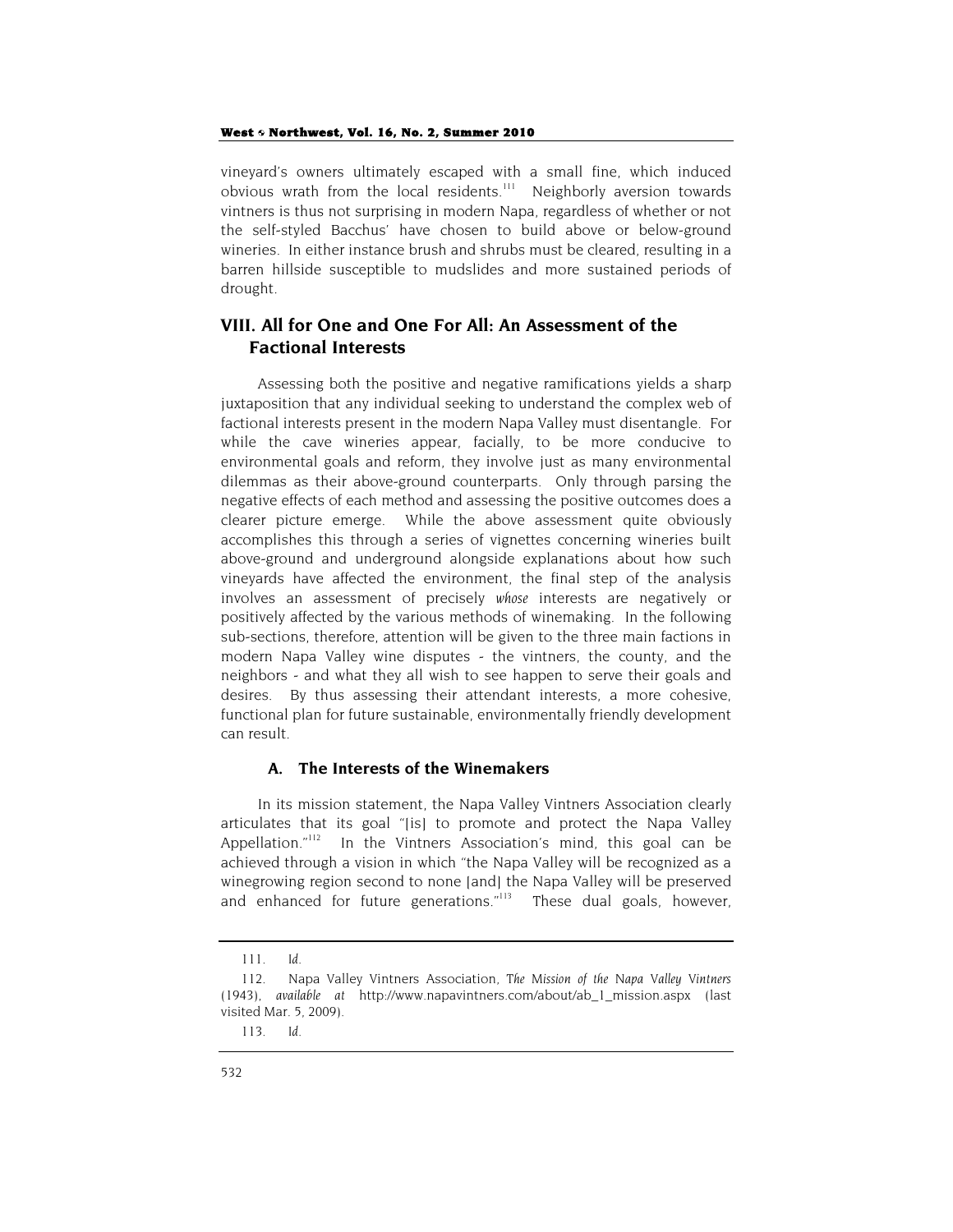vineyard's owners ultimately escaped with a small fine, which induced obvious wrath from the local residents.[111] Neighborly aversion towards vintners is thus not surprising in modern Napa, regardless of whether or not the self-styled Bacchus' have chosen to build above or below-ground wineries. In either instance brush and shrubs must be cleared, resulting in a barren hillside susceptible to mudslides and more sustained periods of drought.

## VIII. All for One and One For All: An Assessment of the Factional Interests

Assessing both the positive and negative ramifications yields a sharp juxtaposition that any individual seeking to understand the complex web of factional interests present in the modern Napa Valley must disentangle. For while the cave wineries appear, facially, to be more conducive to environmental goals and reform, they involve just as many environmental dilemmas as their above-ground counterparts. Only through parsing the negative effects of each method and assessing the positive outcomes does a clearer picture emerge. While the above assessment quite obviously accomplishes this through a series of vignettes concerning wineries built above-ground and underground alongside explanations about how such vineyards have affected the environment, the final step of the analysis involves an assessment of precisely *whose* interests are negatively or positively affected by the various methods of winemaking. In the following sub-sections, therefore, attention will be given to the three main factions in modern Napa Valley wine disputes - the vintners, the county, and the neighbors - and what they all wish to see happen to serve their goals and desires. By thus assessing their attendant interests, a more cohesive, functional plan for future sustainable, environmentally friendly development can result.

### A. The Interests of the Winemakers

In its mission statement, the Napa Valley Vintners Association clearly articulates that its goal "[is] to promote and protect the Napa Valley Appellation."[112] In the Vintners Association's mind, this goal can be achieved through a vision in which "the Napa Valley will be recognized as a winegrowing region second to none [and] the Napa Valley will be preserved and enhanced for future generations."[113] These dual goals, however,

---

111. *Id.*

112. Napa Valley Vintners Association, *The Mission of the Napa Valley Vintners* (1943), *available at* http://www.napavintners.com/about/ab_1_mission.aspx (last visited Mar. 5, 2009).

113. *Id.*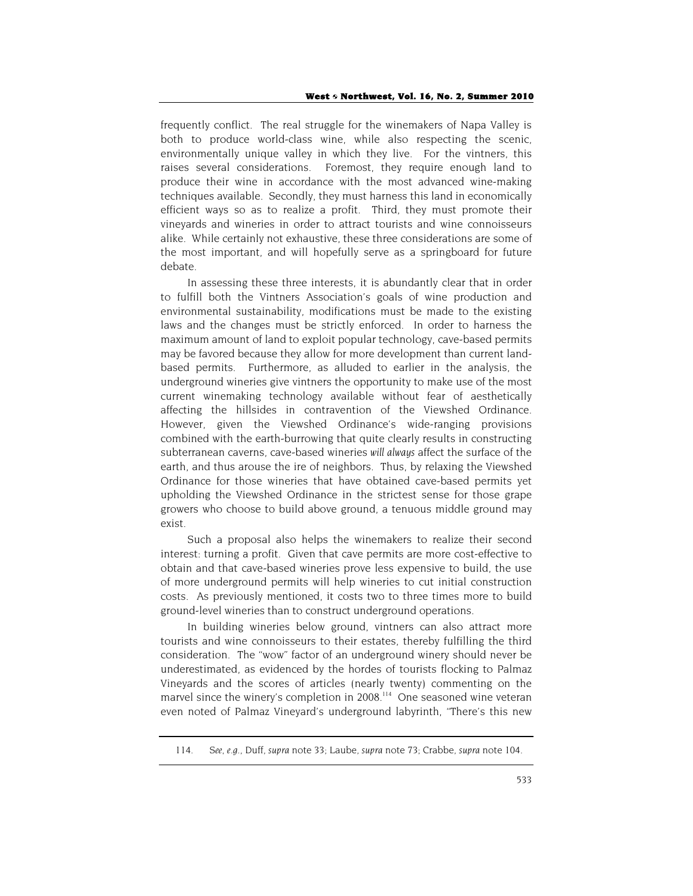frequently conflict. The real struggle for the winemakers of Napa Valley is both to produce world-class wine, while also respecting the scenic, environmentally unique valley in which they live. For the vintners, this raises several considerations. Foremost, they require enough land to produce their wine in accordance with the most advanced wine-making techniques available. Secondly, they must harness this land in economically efficient ways so as to realize a profit. Third, they must promote their vineyards and wineries in order to attract tourists and wine connoisseurs alike. While certainly not exhaustive, these three considerations are some of the most important, and will hopefully serve as a springboard for future debate.

In assessing these three interests, it is abundantly clear that in order to fulfill both the Vintners Association's goals of wine production and environmental sustainability, modifications must be made to the existing laws and the changes must be strictly enforced. In order to harness the maximum amount of land to exploit popular technology, cave-based permits may be favored because they allow for more development than current land-based permits. Furthermore, as alluded to earlier in the analysis, the underground wineries give vintners the opportunity to make use of the most current winemaking technology available without fear of aesthetically affecting the hillsides in contravention of the Viewshed Ordinance. However, given the Viewshed Ordinance's wide-ranging provisions combined with the earth-burrowing that quite clearly results in constructing subterranean caverns, cave-based wineries *will always* affect the surface of the earth, and thus arouse the ire of neighbors. Thus, by relaxing the Viewshed Ordinance for those wineries that have obtained cave-based permits yet upholding the Viewshed Ordinance in the strictest sense for those grape growers who choose to build above ground, a tenuous middle ground may exist.

Such a proposal also helps the winemakers to realize their second interest: turning a profit. Given that cave permits are more cost-effective to obtain and that cave-based wineries prove less expensive to build, the use of more underground permits will help wineries to cut initial construction costs. As previously mentioned, it costs two to three times more to build ground-level wineries than to construct underground operations.

In building wineries below ground, vintners can also attract more tourists and wine connoisseurs to their estates, thereby fulfilling the third consideration. The "wow" factor of an underground winery should never be underestimated, as evidenced by the hordes of tourists flocking to Palmaz Vineyards and the scores of articles (nearly twenty) commenting on the marvel since the winery's completion in 2008.[114] One seasoned wine veteran even noted of Palmaz Vineyard's underground labyrinth, "There's this new

---

114. *See, e.g.*, Duff, *supra* note 33; Laube, *supra* note 73; Crabbe, *supra* note 104.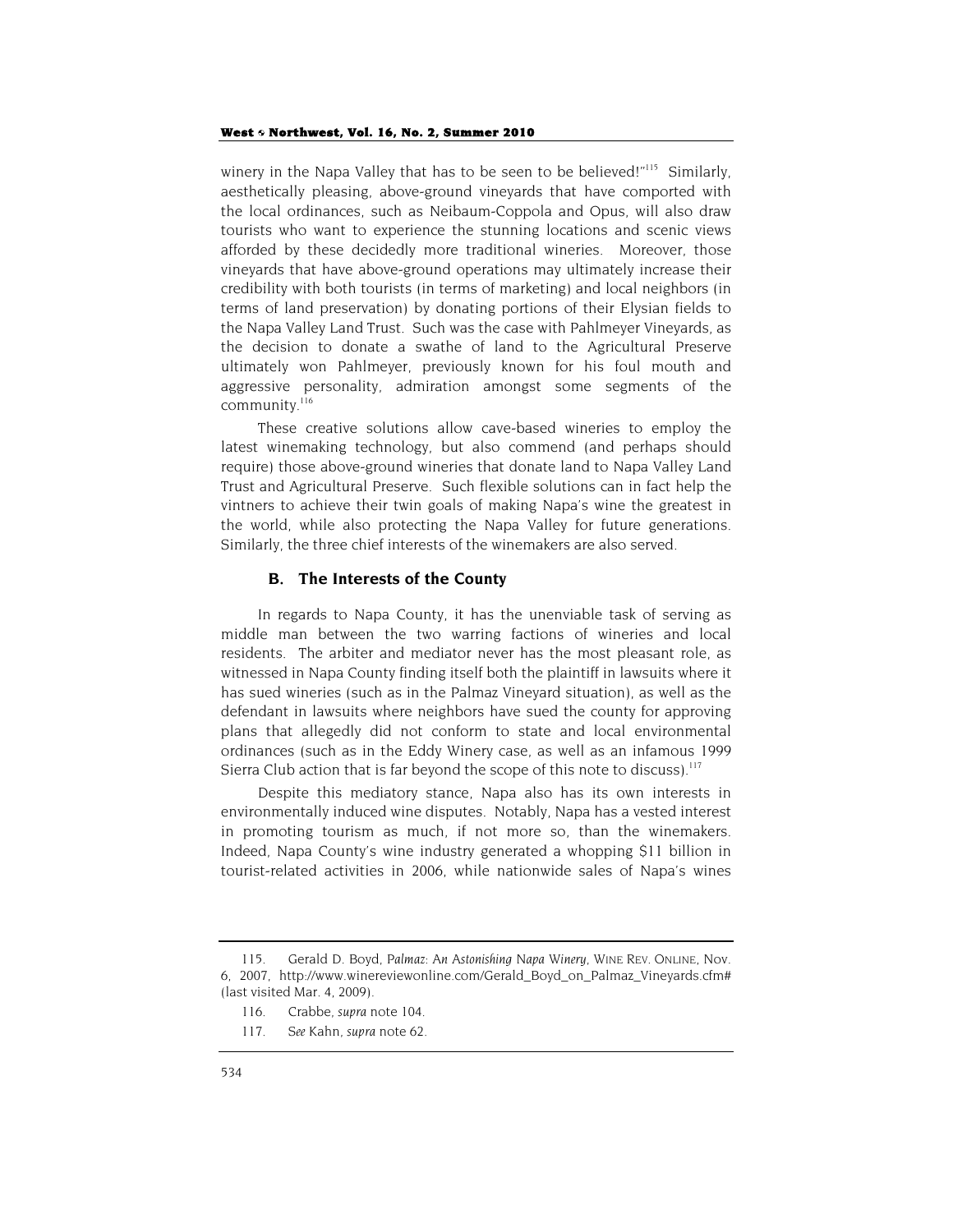winery in the Napa Valley that has to be seen to be believed!"[115] Similarly, aesthetically pleasing, above-ground vineyards that have comported with the local ordinances, such as Neibaum-Coppola and Opus, will also draw tourists who want to experience the stunning locations and scenic views afforded by these decidedly more traditional wineries. Moreover, those vineyards that have above-ground operations may ultimately increase their credibility with both tourists (in terms of marketing) and local neighbors (in terms of land preservation) by donating portions of their Elysian fields to the Napa Valley Land Trust. Such was the case with Pahlmeyer Vineyards, as the decision to donate a swathe of land to the Agricultural Preserve ultimately won Pahlmeyer, previously known for his foul mouth and aggressive personality, admiration amongst some segments of the community.[116]

These creative solutions allow cave-based wineries to employ the latest winemaking technology, but also commend (and perhaps should require) those above-ground wineries that donate land to Napa Valley Land Trust and Agricultural Preserve. Such flexible solutions can in fact help the vintners to achieve their twin goals of making Napa's wine the greatest in the world, while also protecting the Napa Valley for future generations. Similarly, the three chief interests of the winemakers are also served.

### B. The Interests of the County

In regards to Napa County, it has the unenviable task of serving as middle man between the two warring factions of wineries and local residents. The arbiter and mediator never has the most pleasant role, as witnessed in Napa County finding itself both the plaintiff in lawsuits where it has sued wineries (such as in the Palmaz Vineyard situation), as well as the defendant in lawsuits where neighbors have sued the county for approving plans that allegedly did not conform to state and local environmental ordinances (such as in the Eddy Winery case, as well as an infamous 1999 Sierra Club action that is far beyond the scope of this note to discuss).[117]

Despite this mediatory stance, Napa also has its own interests in environmentally induced wine disputes. Notably, Napa has a vested interest in promoting tourism as much, if not more so, than the winemakers. Indeed, Napa County's wine industry generated a whopping $11 billion in tourist-related activities in 2006, while nationwide sales of Napa's wines

---

115. Gerald D. Boyd, *Palmaz: An Astonishing Napa Winery*, WINE REV. ONLINE, Nov. 6, 2007, http://www.winereviewonline.com/Gerald_Boyd_on_Palmaz_Vineyards.cfm# (last visited Mar. 4, 2009).

116. Crabbe, *supra* note 104.

117. *See* Kahn, *supra* note 62.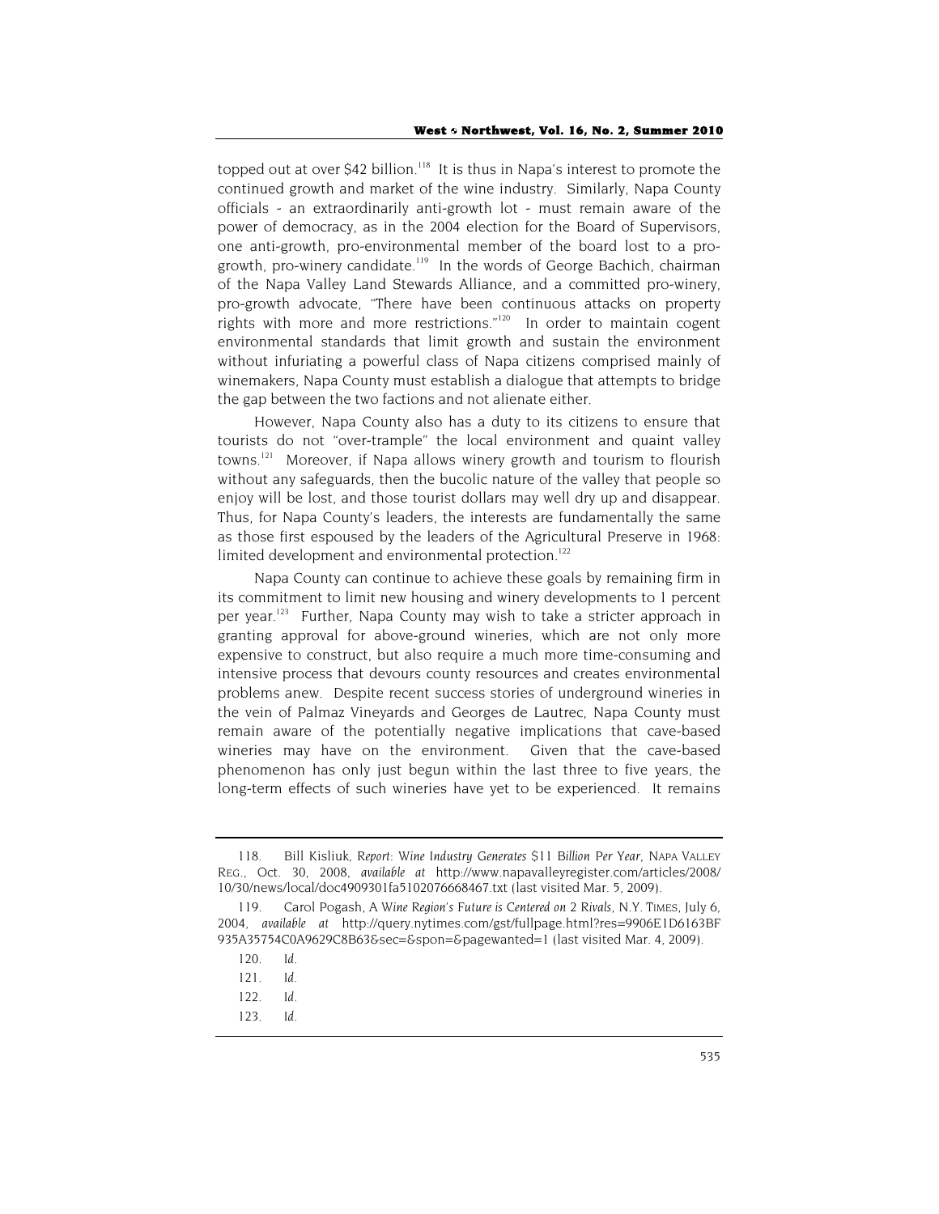topped out at over $42 billion.[118] It is thus in Napa's interest to promote the continued growth and market of the wine industry. Similarly, Napa County officials - an extraordinarily anti-growth lot - must remain aware of the power of democracy, as in the 2004 election for the Board of Supervisors, one anti-growth, pro-environmental member of the board lost to a pro-growth, pro-winery candidate.[119] In the words of George Bachich, chairman of the Napa Valley Land Stewards Alliance, and a committed pro-winery, pro-growth advocate, "There have been continuous attacks on property rights with more and more restrictions."[120] In order to maintain cogent environmental standards that limit growth and sustain the environment without infuriating a powerful class of Napa citizens comprised mainly of winemakers, Napa County must establish a dialogue that attempts to bridge the gap between the two factions and not alienate either.

However, Napa County also has a duty to its citizens to ensure that tourists do not "over-trample" the local environment and quaint valley towns.[121] Moreover, if Napa allows winery growth and tourism to flourish without any safeguards, then the bucolic nature of the valley that people so enjoy will be lost, and those tourist dollars may well dry up and disappear. Thus, for Napa County's leaders, the interests are fundamentally the same as those first espoused by the leaders of the Agricultural Preserve in 1968: limited development and environmental protection.[122]

Napa County can continue to achieve these goals by remaining firm in its commitment to limit new housing and winery developments to 1 percent per year.[123] Further, Napa County may wish to take a stricter approach in granting approval for above-ground wineries, which are not only more expensive to construct, but also require a much more time-consuming and intensive process that devours county resources and creates environmental problems anew. Despite recent success stories of underground wineries in the vein of Palmaz Vineyards and Georges de Lautrec, Napa County must remain aware of the potentially negative implications that cave-based wineries may have on the environment. Given that the cave-based phenomenon has only just begun within the last three to five years, the long-term effects of such wineries have yet to be experienced. It remains

---

118. Bill Kisliuk, *Report: Wine Industry Generates $11 Billion Per Year*, NAPA VALLEY REG., Oct. 30, 2008, *available at* http://www.napavalleyregister.com/articles/2008/10/30/news/local/doc4909301fa5102076668467.txt (last visited Mar. 5, 2009).

119. Carol Pogash, *A Wine Region's Future is Centered on 2 Rivals*, N.Y. TIMES, July 6, 2004, *available at* http://query.nytimes.com/gst/fullpage.html?res=9906E1D6163BF935A35754C0A9629C8B63&sec=&spon=&pagewanted=1 (last visited Mar. 4, 2009).

120. *Id.*

121. *Id.*

122. *Id.*

123. *Id.*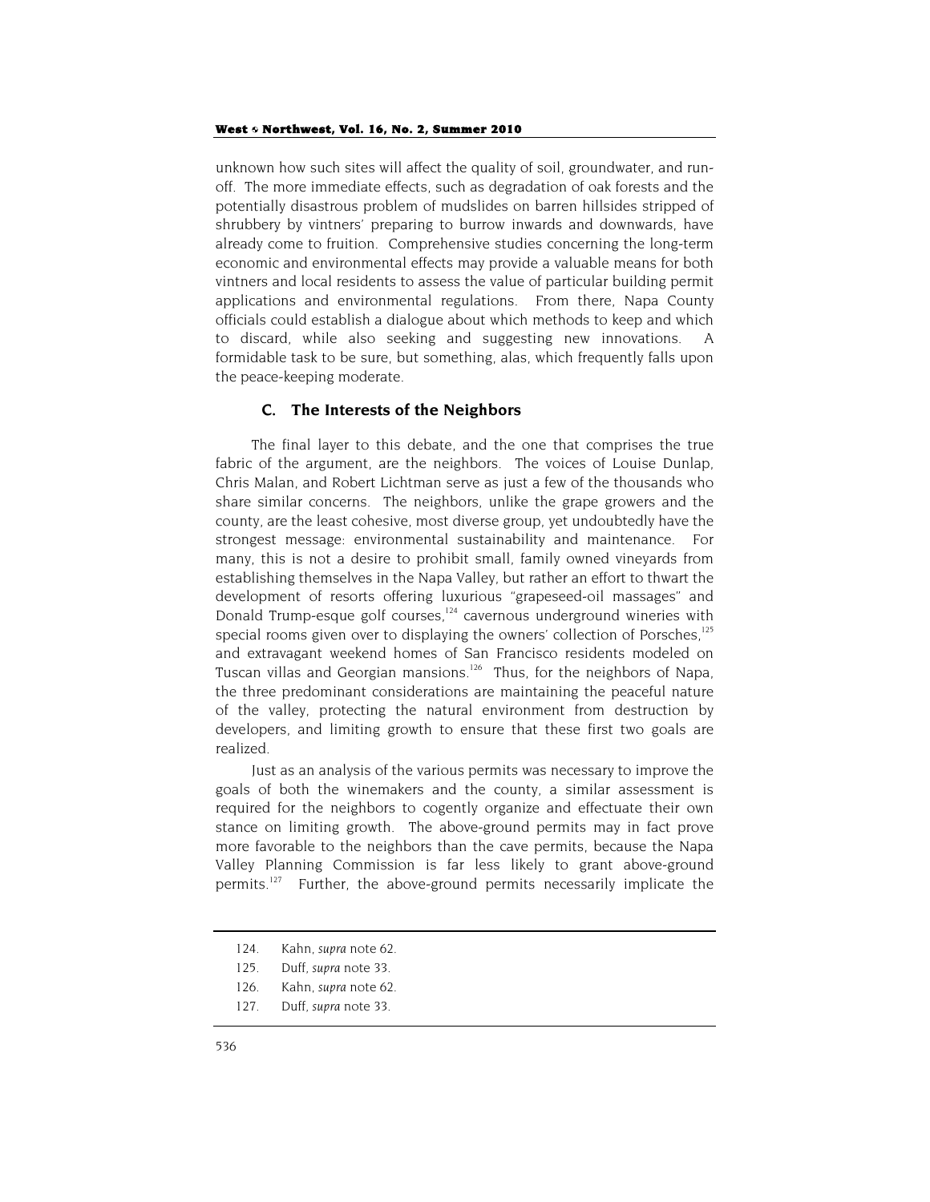unknown how such sites will affect the quality of soil, groundwater, and run-off. The more immediate effects, such as degradation of oak forests and the potentially disastrous problem of mudslides on barren hillsides stripped of shrubbery by vintners' preparing to burrow inwards and downwards, have already come to fruition. Comprehensive studies concerning the long-term economic and environmental effects may provide a valuable means for both vintners and local residents to assess the value of particular building permit applications and environmental regulations. From there, Napa County officials could establish a dialogue about which methods to keep and which to discard, while also seeking and suggesting new innovations. A formidable task to be sure, but something, alas, which frequently falls upon the peace-keeping moderate.

### C. The Interests of the Neighbors

The final layer to this debate, and the one that comprises the true fabric of the argument, are the neighbors. The voices of Louise Dunlap, Chris Malan, and Robert Lichtman serve as just a few of the thousands who share similar concerns. The neighbors, unlike the grape growers and the county, are the least cohesive, most diverse group, yet undoubtedly have the strongest message: environmental sustainability and maintenance. For many, this is not a desire to prohibit small, family owned vineyards from establishing themselves in the Napa Valley, but rather an effort to thwart the development of resorts offering luxurious "grapeseed-oil massages" and Donald Trump-esque golf courses,[124] cavernous underground wineries with special rooms given over to displaying the owners' collection of Porsches,[125] and extravagant weekend homes of San Francisco residents modeled on Tuscan villas and Georgian mansions.[126] Thus, for the neighbors of Napa, the three predominant considerations are maintaining the peaceful nature of the valley, protecting the natural environment from destruction by developers, and limiting growth to ensure that these first two goals are realized.

Just as an analysis of the various permits was necessary to improve the goals of both the winemakers and the county, a similar assessment is required for the neighbors to cogently organize and effectuate their own stance on limiting growth. The above-ground permits may in fact prove more favorable to the neighbors than the cave permits, because the Napa Valley Planning Commission is far less likely to grant above-ground permits.[127] Further, the above-ground permits necessarily implicate the

---

124. Kahn, *supra* note 62.

125. Duff, *supra* note 33.

126. Kahn, *supra* note 62.

127. Duff, *supra* note 33.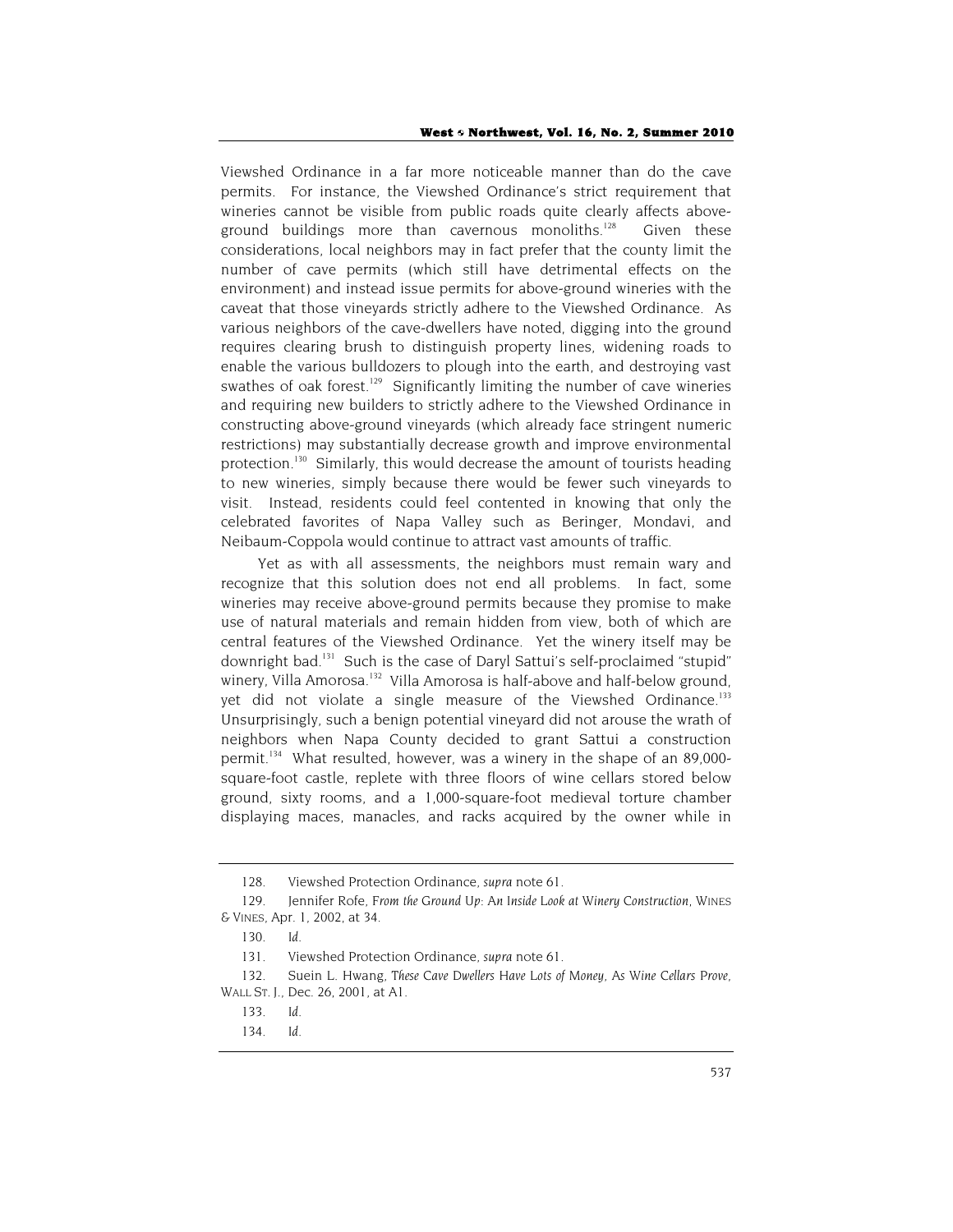Viewshed Ordinance in a far more noticeable manner than do the cave permits. For instance, the Viewshed Ordinance's strict requirement that wineries cannot be visible from public roads quite clearly affects above-ground buildings more than cavernous monoliths.[128] Given these considerations, local neighbors may in fact prefer that the county limit the number of cave permits (which still have detrimental effects on the environment) and instead issue permits for above-ground wineries with the caveat that those vineyards strictly adhere to the Viewshed Ordinance. As various neighbors of the cave-dwellers have noted, digging into the ground requires clearing brush to distinguish property lines, widening roads to enable the various bulldozers to plough into the earth, and destroying vast swathes of oak forest.[129] Significantly limiting the number of cave wineries and requiring new builders to strictly adhere to the Viewshed Ordinance in constructing above-ground vineyards (which already face stringent numeric restrictions) may substantially decrease growth and improve environmental protection.[130] Similarly, this would decrease the amount of tourists heading to new wineries, simply because there would be fewer such vineyards to visit. Instead, residents could feel contented in knowing that only the celebrated favorites of Napa Valley such as Beringer, Mondavi, and Neibaum-Coppola would continue to attract vast amounts of traffic.

Yet as with all assessments, the neighbors must remain wary and recognize that this solution does not end all problems. In fact, some wineries may receive above-ground permits because they promise to make use of natural materials and remain hidden from view, both of which are central features of the Viewshed Ordinance. Yet the winery itself may be downright bad.[131] Such is the case of Daryl Sattui's self-proclaimed "stupid" winery, Villa Amorosa.[132] Villa Amorosa is half-above and half-below ground, yet did not violate a single measure of the Viewshed Ordinance.[133] Unsurprisingly, such a benign potential vineyard did not arouse the wrath of neighbors when Napa County decided to grant Sattui a construction permit.[134] What resulted, however, was a winery in the shape of an 89,000-square-foot castle, replete with three floors of wine cellars stored below ground, sixty rooms, and a 1,000-square-foot medieval torture chamber displaying maces, manacles, and racks acquired by the owner while in

---

128. Viewshed Protection Ordinance, *supra* note 61.

129. Jennifer Rofe, *From the Ground Up: An Inside Look at Winery Construction*, WINES & VINES, Apr. 1, 2002, at 34.

130. *Id.*

131. Viewshed Protection Ordinance, *supra* note 61.

132. Suein L. Hwang, *These Cave Dwellers Have Lots of Money, As Wine Cellars Prove*, WALL ST. J., Dec. 26, 2001, at A1.

133. *Id.*

134. *Id.*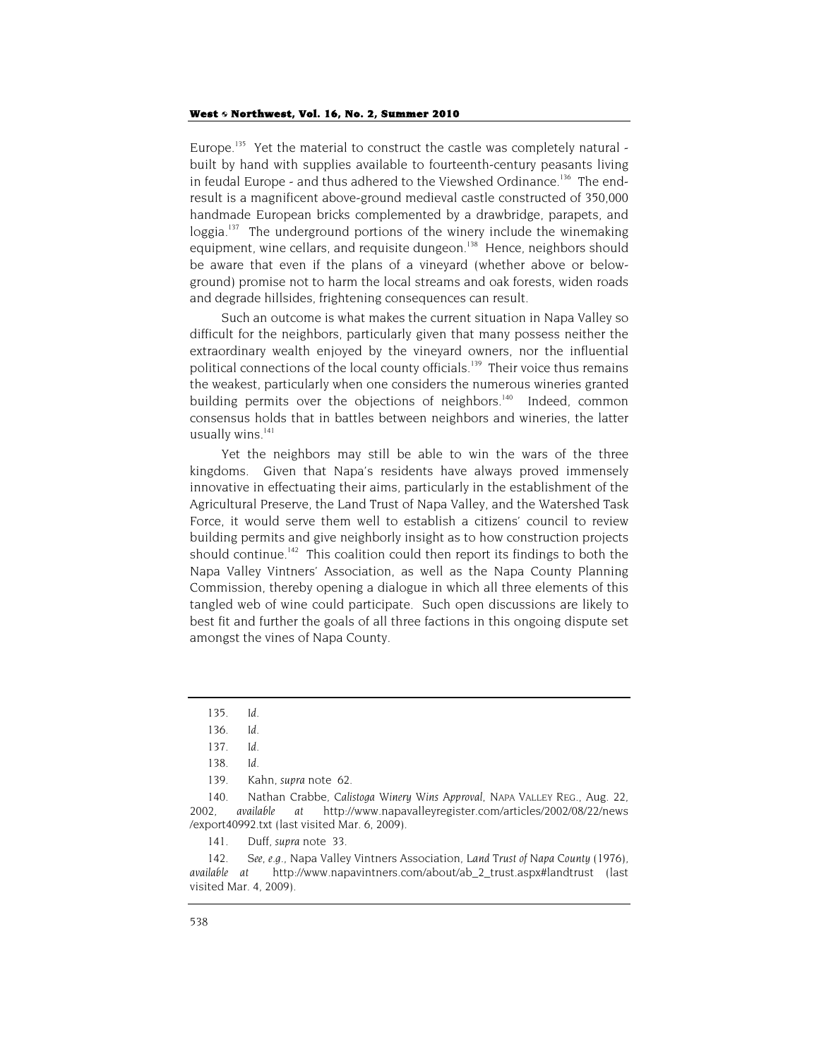Europe.[135] Yet the material to construct the castle was completely natural - built by hand with supplies available to fourteenth-century peasants living in feudal Europe - and thus adhered to the Viewshed Ordinance.[136] The end-result is a magnificent above-ground medieval castle constructed of 350,000 handmade European bricks complemented by a drawbridge, parapets, and loggia.[137] The underground portions of the winery include the winemaking equipment, wine cellars, and requisite dungeon.[138] Hence, neighbors should be aware that even if the plans of a vineyard (whether above or below-ground) promise not to harm the local streams and oak forests, widen roads and degrade hillsides, frightening consequences can result.

Such an outcome is what makes the current situation in Napa Valley so difficult for the neighbors, particularly given that many possess neither the extraordinary wealth enjoyed by the vineyard owners, nor the influential political connections of the local county officials.[139] Their voice thus remains the weakest, particularly when one considers the numerous wineries granted building permits over the objections of neighbors.[140] Indeed, common consensus holds that in battles between neighbors and wineries, the latter usually wins.[141]

Yet the neighbors may still be able to win the wars of the three kingdoms. Given that Napa's residents have always proved immensely innovative in effectuating their aims, particularly in the establishment of the Agricultural Preserve, the Land Trust of Napa Valley, and the Watershed Task Force, it would serve them well to establish a citizens' council to review building permits and give neighborly insight as to how construction projects should continue.[142] This coalition could then report its findings to both the Napa Valley Vintners' Association, as well as the Napa County Planning Commission, thereby opening a dialogue in which all three elements of this tangled web of wine could participate. Such open discussions are likely to best fit and further the goals of all three factions in this ongoing dispute set amongst the vines of Napa County.

---

135. *Id.*

136. *Id.*

137. *Id.*

138. *Id.*

139. Kahn, *supra* note 62.

140. Nathan Crabbe, *Calistoga Winery Wins Approval*, NAPA VALLEY REG., Aug. 22, 2002, *available at* http://www.napavalleyregister.com/articles/2002/08/22/news/export40992.txt (last visited Mar. 6, 2009).

141. Duff, *supra* note 33.

142. *See, e.g.*, Napa Valley Vintners Association, *Land Trust of Napa County* (1976), *available at* http://www.napavintners.com/about/ab_2_trust.aspx#landtrust (last visited Mar. 4, 2009).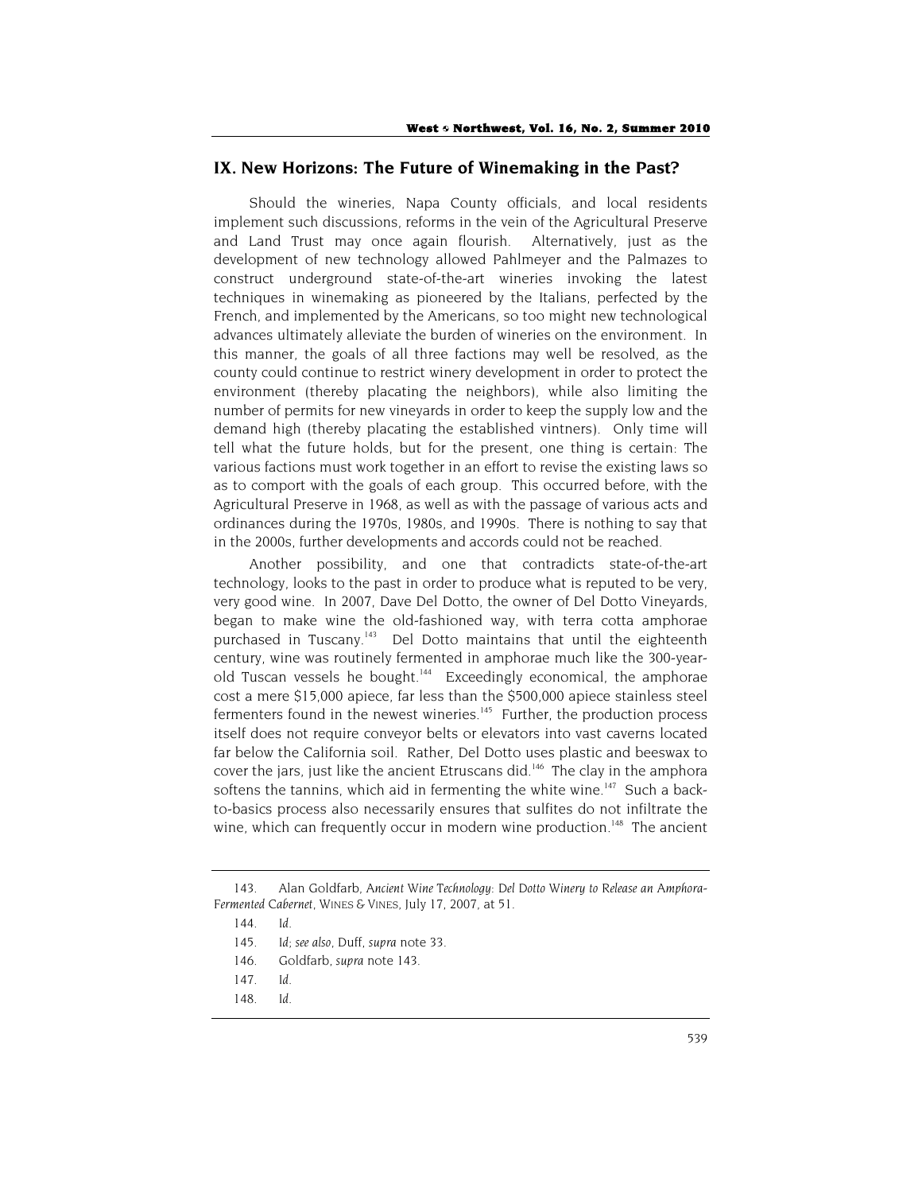## IX. New Horizons: The Future of Winemaking in the Past?

Should the wineries, Napa County officials, and local residents implement such discussions, reforms in the vein of the Agricultural Preserve and Land Trust may once again flourish. Alternatively, just as the development of new technology allowed Pahlmeyer and the Palmazes to construct underground state-of-the-art wineries invoking the latest techniques in winemaking as pioneered by the Italians, perfected by the French, and implemented by the Americans, so too might new technological advances ultimately alleviate the burden of wineries on the environment. In this manner, the goals of all three factions may well be resolved, as the county could continue to restrict winery development in order to protect the environment (thereby placating the neighbors), while also limiting the number of permits for new vineyards in order to keep the supply low and the demand high (thereby placating the established vintners). Only time will tell what the future holds, but for the present, one thing is certain: The various factions must work together in an effort to revise the existing laws so as to comport with the goals of each group. This occurred before, with the Agricultural Preserve in 1968, as well as with the passage of various acts and ordinances during the 1970s, 1980s, and 1990s. There is nothing to say that in the 2000s, further developments and accords could not be reached.

Another possibility, and one that contradicts state-of-the-art technology, looks to the past in order to produce what is reputed to be very, very good wine. In 2007, Dave Del Dotto, the owner of Del Dotto Vineyards, began to make wine the old-fashioned way, with terra cotta amphorae purchased in Tuscany.[143] Del Dotto maintains that until the eighteenth century, wine was routinely fermented in amphorae much like the 300-year-old Tuscan vessels he bought.[144] Exceedingly economical, the amphorae cost a mere $15,000 apiece, far less than the $500,000 apiece stainless steel fermenters found in the newest wineries.[145] Further, the production process itself does not require conveyor belts or elevators into vast caverns located far below the California soil. Rather, Del Dotto uses plastic and beeswax to cover the jars, just like the ancient Etruscans did.[146] The clay in the amphora softens the tannins, which aid in fermenting the white wine.[147] Such a back-to-basics process also necessarily ensures that sulfites do not infiltrate the wine, which can frequently occur in modern wine production.[148] The ancient

---

143. Alan Goldfarb, *Ancient Wine Technology: Del Dotto Winery to Release an Amphora-Fermented Cabernet*, WINES & VINES, July 17, 2007, at 51.

144. *Id.*

145. *Id*; *see also*, Duff, *supra* note 33.

146. Goldfarb, *supra* note 143.

147. *Id.*

148. *Id.*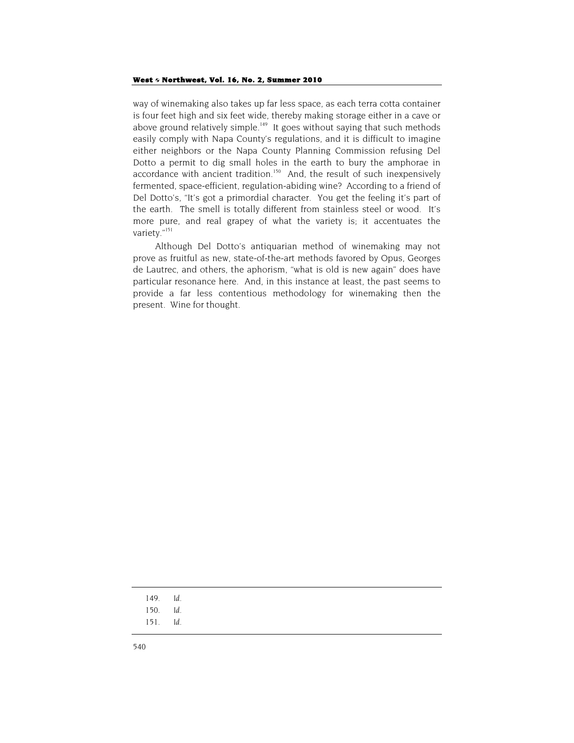way of winemaking also takes up far less space, as each terra cotta container is four feet high and six feet wide, thereby making storage either in a cave or above ground relatively simple.[149] It goes without saying that such methods easily comply with Napa County's regulations, and it is difficult to imagine either neighbors or the Napa County Planning Commission refusing Del Dotto a permit to dig small holes in the earth to bury the amphorae in accordance with ancient tradition.[150] And, the result of such inexpensively fermented, space-efficient, regulation-abiding wine? According to a friend of Del Dotto's, "It's got a primordial character. You get the feeling it's part of the earth. The smell is totally different from stainless steel or wood. It's more pure, and real grapey of what the variety is; it accentuates the variety."[151]

Although Del Dotto's antiquarian method of winemaking may not prove as fruitful as new, state-of-the-art methods favored by Opus, Georges de Lautrec, and others, the aphorism, "what is old is new again" does have particular resonance here. And, in this instance at least, the past seems to provide a far less contentious methodology for winemaking then the present. Wine for thought.

---

149. *Id.*

150. *Id.*

151. *Id.*